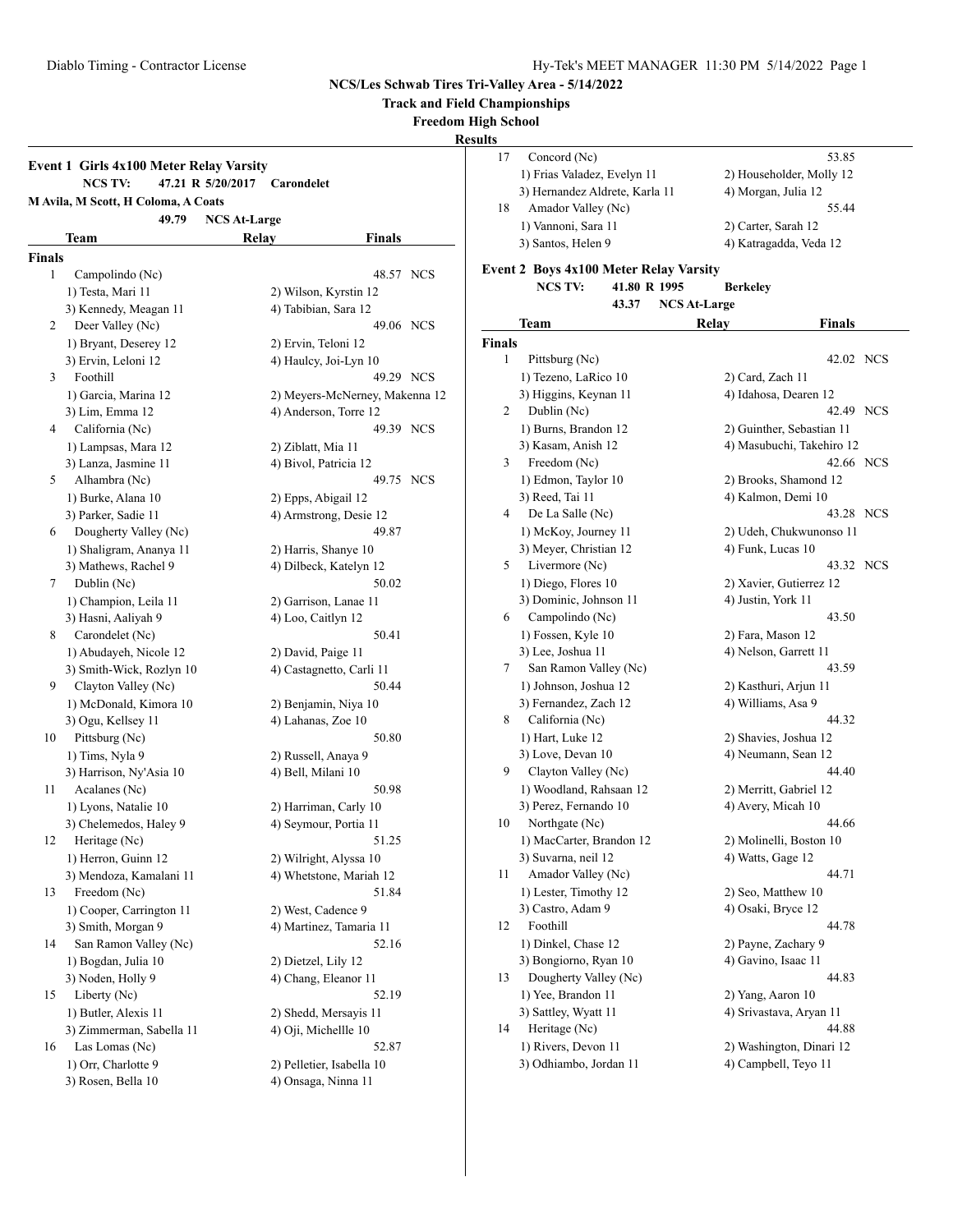**NCS/Les Schwab Tires Tri-Valley Area - 5/14/2022**

**Track and Field Championships**

**Freedom High School**

**Results**

## Event 1 Girls 4x100 Meter Relay Varsity

**NCS TV: 47.21 R 5/20/2017 Carondelet**

**M Avila, M Scott, H Coloma, A Coats**

**49.79 NCS At-Large**

| | Team | Relay | Finals | |
|---|---|---|---|---|
| **Finals** | | | | |
| 1 | Campolindo (Nc) | | 48.57 | NCS |
| | 1) Testa, Mari 11 | 2) Wilson, Kyrstin 12 | | |
| | 3) Kennedy, Meagan 11 | 4) Tabibian, Sara 12 | | |
| 2 | Deer Valley (Nc) | | 49.06 | NCS |
| | 1) Bryant, Deserey 12 | 2) Ervin, Teloni 12 | | |
| | 3) Ervin, Leloni 12 | 4) Haulcy, Joi-Lyn 10 | | |
| 3 | Foothill | | 49.29 | NCS |
| | 1) Garcia, Marina 12 | 2) Meyers-McNerney, Makenna 12 | | |
| | 3) Lim, Emma 12 | 4) Anderson, Torre 12 | | |
| 4 | California (Nc) | | 49.39 | NCS |
| | 1) Lampsas, Mara 12 | 2) Ziblatt, Mia 11 | | |
| | 3) Lanza, Jasmine 11 | 4) Bivol, Patricia 12 | | |
| 5 | Alhambra (Nc) | | 49.75 | NCS |
| | 1) Burke, Alana 10 | 2) Epps, Abigail 12 | | |
| | 3) Parker, Sadie 11 | 4) Armstrong, Desie 12 | | |
| 6 | Dougherty Valley (Nc) | | 49.87 | |
| | 1) Shaligram, Ananya 11 | 2) Harris, Shanye 10 | | |
| | 3) Mathews, Rachel 9 | 4) Dilbeck, Katelyn 12 | | |
| 7 | Dublin (Nc) | | 50.02 | |
| | 1) Champion, Leila 11 | 2) Garrison, Lanae 11 | | |
| | 3) Hasni, Aaliyah 9 | 4) Loo, Caitlyn 12 | | |
| 8 | Carondelet (Nc) | | 50.41 | |
| | 1) Abudayeh, Nicole 12 | 2) David, Paige 11 | | |
| | 3) Smith-Wick, Rozlyn 10 | 4) Castagnetto, Carli 11 | | |
| 9 | Clayton Valley (Nc) | | 50.44 | |
| | 1) McDonald, Kimora 10 | 2) Benjamin, Niya 10 | | |
| | 3) Ogu, Kellsey 11 | 4) Lahanas, Zoe 10 | | |
| 10 | Pittsburg (Nc) | | 50.80 | |
| | 1) Tims, Nyla 9 | 2) Russell, Anaya 9 | | |
| | 3) Harrison, Ny'Asia 10 | 4) Bell, Milani 10 | | |
| 11 | Acalanes (Nc) | | 50.98 | |
| | 1) Lyons, Natalie 10 | 2) Harriman, Carly 10 | | |
| | 3) Chelemedos, Haley 9 | 4) Seymour, Portia 11 | | |
| 12 | Heritage (Nc) | | 51.25 | |
| | 1) Herron, Guinn 12 | 2) Wilright, Alyssa 10 | | |
| | 3) Mendoza, Kamalani 11 | 4) Whetstone, Mariah 12 | | |
| 13 | Freedom (Nc) | | 51.84 | |
| | 1) Cooper, Carrington 11 | 2) West, Cadence 9 | | |
| | 3) Smith, Morgan 9 | 4) Martinez, Tamaria 11 | | |
| 14 | San Ramon Valley (Nc) | | 52.16 | |
| | 1) Bogdan, Julia 10 | 2) Dietzel, Lily 12 | | |
| | 3) Noden, Holly 9 | 4) Chang, Eleanor 11 | | |
| 15 | Liberty (Nc) | | 52.19 | |
| | 1) Butler, Alexis 11 | 2) Shedd, Mersayis 11 | | |
| | 3) Zimmerman, Sabella 11 | 4) Oji, Michellle 10 | | |
| 16 | Las Lomas (Nc) | | 52.87 | |
| | 1) Orr, Charlotte 9 | 2) Pelletier, Isabella 10 | | |
| | 3) Rosen, Bella 10 | 4) Onsaga, Ninna 11 | | |
| 17 | Concord (Nc) | | 53.85 | |
| | 1) Frias Valadez, Evelyn 11 | 2) Householder, Molly 12 | | |
| | 3) Hernandez Aldrete, Karla 11 | 4) Morgan, Julia 12 | | |
| 18 | Amador Valley (Nc) | | 55.44 | |
| | 1) Vannoni, Sara 11 | 2) Carter, Sarah 12 | | |
| | 3) Santos, Helen 9 | 4) Katragadda, Veda 12 | | |

## Event 2 Boys 4x100 Meter Relay Varsity

**NCS TV: 41.80 R 1995 Berkeley**

**43.37 NCS At-Large**

| | Team | Relay | Finals | |
|---|---|---|---|---|
| **Finals** | | | | |
| 1 | Pittsburg (Nc) | | 42.02 | NCS |
| | 1) Tezeno, LaRico 10 | 2) Card, Zach 11 | | |
| | 3) Higgins, Keynan 11 | 4) Idahosa, Dearen 12 | | |
| 2 | Dublin (Nc) | | 42.49 | NCS |
| | 1) Burns, Brandon 12 | 2) Guinther, Sebastian 11 | | |
| | 3) Kasam, Anish 12 | 4) Masubuchi, Takehiro 12 | | |
| 3 | Freedom (Nc) | | 42.66 | NCS |
| | 1) Edmon, Taylor 10 | 2) Brooks, Shamond 12 | | |
| | 3) Reed, Tai 11 | 4) Kalmon, Demi 10 | | |
| 4 | De La Salle (Nc) | | 43.28 | NCS |
| | 1) McKoy, Journey 11 | 2) Udeh, Chukwunonso 11 | | |
| | 3) Meyer, Christian 12 | 4) Funk, Lucas 10 | | |
| 5 | Livermore (Nc) | | 43.32 | NCS |
| | 1) Diego, Flores 10 | 2) Xavier, Gutierrez 12 | | |
| | 3) Dominic, Johnson 11 | 4) Justin, York 11 | | |
| 6 | Campolindo (Nc) | | 43.50 | |
| | 1) Fossen, Kyle 10 | 2) Fara, Mason 12 | | |
| | 3) Lee, Joshua 11 | 4) Nelson, Garrett 11 | | |
| 7 | San Ramon Valley (Nc) | | 43.59 | |
| | 1) Johnson, Joshua 12 | 2) Kasthuri, Arjun 11 | | |
| | 3) Fernandez, Zach 12 | 4) Williams, Asa 9 | | |
| 8 | California (Nc) | | 44.32 | |
| | 1) Hart, Luke 12 | 2) Shavies, Joshua 12 | | |
| | 3) Love, Devan 10 | 4) Neumann, Sean 12 | | |
| 9 | Clayton Valley (Nc) | | 44.40 | |
| | 1) Woodland, Rahsaan 12 | 2) Merritt, Gabriel 12 | | |
| | 3) Perez, Fernando 10 | 4) Avery, Micah 10 | | |
| 10 | Northgate (Nc) | | 44.66 | |
| | 1) MacCarter, Brandon 12 | 2) Molinelli, Boston 10 | | |
| | 3) Suvarna, neil 12 | 4) Watts, Gage 12 | | |
| 11 | Amador Valley (Nc) | | 44.71 | |
| | 1) Lester, Timothy 12 | 2) Seo, Matthew 10 | | |
| | 3) Castro, Adam 9 | 4) Osaki, Bryce 12 | | |
| 12 | Foothill | | 44.78 | |
| | 1) Dinkel, Chase 12 | 2) Payne, Zachary 9 | | |
| | 3) Bongiorno, Ryan 10 | 4) Gavino, Isaac 11 | | |
| 13 | Dougherty Valley (Nc) | | 44.83 | |
| | 1) Yee, Brandon 11 | 2) Yang, Aaron 10 | | |
| | 3) Sattley, Wyatt 11 | 4) Srivastava, Aryan 11 | | |
| 14 | Heritage (Nc) | | 44.88 | |
| | 1) Rivers, Devon 11 | 2) Washington, Dinari 12 | | |
| | 3) Odhiambo, Jordan 11 | 4) Campbell, Teyo 11 | | |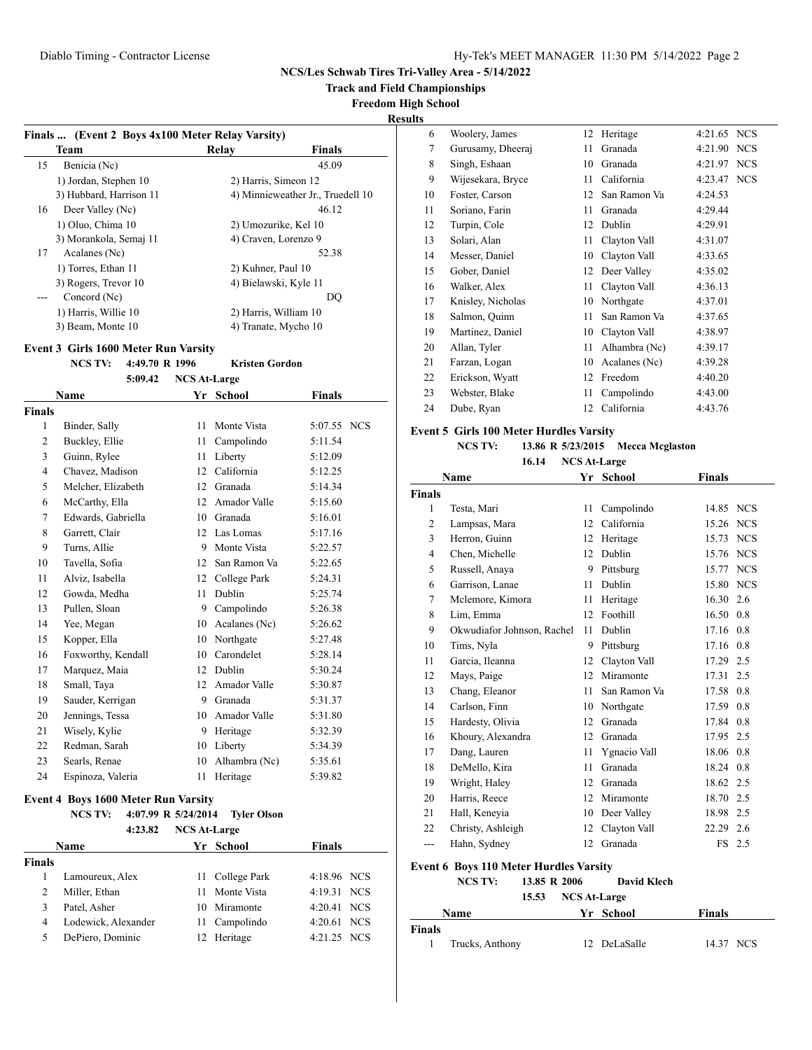# NCS/Les Schwab Tires Tri-Valley Area - 5/14/2022

## Track and Field Championships

**Freedom High School**

**Results**

### Finals ... (Event 2 Boys 4x100 Meter Relay Varsity)

| | Team | Relay | Finals |
|---|---|---|---|
| 15 | Benicia (Nc) | | 45.09 |
| | 1) Jordan, Stephen 10 | 2) Harris, Simeon 12 | |
| | 3) Hubbard, Harrison 11 | 4) Minnieweather Jr., Truedell 10 | |
| 16 | Deer Valley (Nc) | | 46.12 |
| | 1) Oluo, Chima 10 | 2) Umozurike, Kel 10 | |
| | 3) Morankola, Semaj 11 | 4) Craven, Lorenzo 9 | |
| 17 | Acalanes (Nc) | | 52.38 |
| | 1) Torres, Ethan 11 | 2) Kuhner, Paul 10 | |
| | 3) Rogers, Trevor 10 | 4) Bielawski, Kyle 11 | |
| --- | Concord (Nc) | | DQ |
| | 1) Harris, Willie 10 | 2) Harris, William 10 | |
| | 3) Beam, Monte 10 | 4) Tranate, Mycho 10 | |

### Event 3 Girls 1600 Meter Run Varsity

NCS TV: 4:49.70 R 1996 Kristen Gordon
5:09.42 NCS At-Large

| | Name | Yr | School | Finals | |
|---|---|---|---|---|---|
| **Finals** | | | | | |
| 1 | Binder, Sally | 11 | Monte Vista | 5:07.55 | NCS |
| 2 | Buckley, Ellie | 11 | Campolindo | 5:11.54 | |
| 3 | Guinn, Rylee | 11 | Liberty | 5:12.09 | |
| 4 | Chavez, Madison | 12 | California | 5:12.25 | |
| 5 | Melcher, Elizabeth | 12 | Granada | 5:14.34 | |
| 6 | McCarthy, Ella | 12 | Amador Valle | 5:15.60 | |
| 7 | Edwards, Gabriella | 10 | Granada | 5:16.01 | |
| 8 | Garrett, Clair | 12 | Las Lomas | 5:17.16 | |
| 9 | Turns, Allie | 9 | Monte Vista | 5:22.57 | |
| 10 | Tavella, Sofia | 12 | San Ramon Va | 5:22.65 | |
| 11 | Alviz, Isabella | 12 | College Park | 5:24.31 | |
| 12 | Gowda, Medha | 11 | Dublin | 5:25.74 | |
| 13 | Pullen, Sloan | 9 | Campolindo | 5:26.38 | |
| 14 | Yee, Megan | 10 | Acalanes (Nc) | 5:26.62 | |
| 15 | Kopper, Ella | 10 | Northgate | 5:27.48 | |
| 16 | Foxworthy, Kendall | 10 | Carondelet | 5:28.14 | |
| 17 | Marquez, Maia | 12 | Dublin | 5:30.24 | |
| 18 | Small, Taya | 12 | Amador Valle | 5:30.87 | |
| 19 | Sauder, Kerrigan | 9 | Granada | 5:31.37 | |
| 20 | Jennings, Tessa | 10 | Amador Valle | 5:31.80 | |
| 21 | Wisely, Kylie | 9 | Heritage | 5:32.39 | |
| 22 | Redman, Sarah | 10 | Liberty | 5:34.39 | |
| 23 | Searls, Renae | 10 | Alhambra (Nc) | 5:35.61 | |
| 24 | Espinoza, Valeria | 11 | Heritage | 5:39.82 | |

### Event 4 Boys 1600 Meter Run Varsity

NCS TV: 4:07.99 R 5/24/2014 Tyler Olson
4:23.82 NCS At-Large

| | Name | Yr | School | Finals | |
|---|---|---|---|---|---|
| **Finals** | | | | | |
| 1 | Lamoureux, Alex | 11 | College Park | 4:18.96 | NCS |
| 2 | Miller, Ethan | 11 | Monte Vista | 4:19.31 | NCS |
| 3 | Patel, Asher | 10 | Miramonte | 4:20.41 | NCS |
| 4 | Lodewick, Alexander | 11 | Campolindo | 4:20.61 | NCS |
| 5 | DePiero, Dominic | 12 | Heritage | 4:21.25 | NCS |
| 6 | Woolery, James | 12 | Heritage | 4:21.65 | NCS |
| 7 | Gurusamy, Dheeraj | 11 | Granada | 4:21.90 | NCS |
| 8 | Singh, Eshaan | 10 | Granada | 4:21.97 | NCS |
| 9 | Wijesekara, Bryce | 11 | California | 4:23.47 | NCS |
| 10 | Foster, Carson | 12 | San Ramon Va | 4:24.53 | |
| 11 | Soriano, Farin | 11 | Granada | 4:29.44 | |
| 12 | Turpin, Cole | 12 | Dublin | 4:29.91 | |
| 13 | Solari, Alan | 11 | Clayton Vall | 4:31.07 | |
| 14 | Messer, Daniel | 10 | Clayton Vall | 4:33.65 | |
| 15 | Gober, Daniel | 12 | Deer Valley | 4:35.02 | |
| 16 | Walker, Alex | 11 | Clayton Vall | 4:36.13 | |
| 17 | Knisley, Nicholas | 10 | Northgate | 4:37.01 | |
| 18 | Salmon, Quinn | 11 | San Ramon Va | 4:37.65 | |
| 19 | Martinez, Daniel | 10 | Clayton Vall | 4:38.97 | |
| 20 | Allan, Tyler | 11 | Alhambra (Nc) | 4:39.17 | |
| 21 | Farzan, Logan | 10 | Acalanes (Nc) | 4:39.28 | |
| 22 | Erickson, Wyatt | 12 | Freedom | 4:40.20 | |
| 23 | Webster, Blake | 11 | Campolindo | 4:43.00 | |
| 24 | Dube, Ryan | 12 | California | 4:43.76 | |

### Event 5 Girls 100 Meter Hurdles Varsity

NCS TV: 13.86 R 5/23/2015 Mecca Mcglaston
16.14 NCS At-Large

| | Name | Yr | School | Finals | |
|---|---|---|---|---|---|
| **Finals** | | | | | |
| 1 | Testa, Mari | 11 | Campolindo | 14.85 | NCS |
| 2 | Lampsas, Mara | 12 | California | 15.26 | NCS |
| 3 | Herron, Guinn | 12 | Heritage | 15.73 | NCS |
| 4 | Chen, Michelle | 12 | Dublin | 15.76 | NCS |
| 5 | Russell, Anaya | 9 | Pittsburg | 15.77 | NCS |
| 6 | Garrison, Lanae | 11 | Dublin | 15.80 | NCS |
| 7 | Mclemore, Kimora | 11 | Heritage | 16.30 | 2.6 |
| 8 | Lim, Emma | 12 | Foothill | 16.50 | 0.8 |
| 9 | Okwudiafor Johnson, Rachel | 11 | Dublin | 17.16 | 0.8 |
| 10 | Tims, Nyla | 9 | Pittsburg | 17.16 | 0.8 |
| 11 | Garcia, Ileanna | 12 | Clayton Vall | 17.29 | 2.5 |
| 12 | Mays, Paige | 12 | Miramonte | 17.31 | 2.5 |
| 13 | Chang, Eleanor | 11 | San Ramon Va | 17.58 | 0.8 |
| 14 | Carlson, Finn | 10 | Northgate | 17.59 | 0.8 |
| 15 | Hardesty, Olivia | 12 | Granada | 17.84 | 0.8 |
| 16 | Khoury, Alexandra | 12 | Granada | 17.95 | 2.5 |
| 17 | Dang, Lauren | 11 | Ygnacio Vall | 18.06 | 0.8 |
| 18 | DeMello, Kira | 11 | Granada | 18.24 | 0.8 |
| 19 | Wright, Haley | 12 | Granada | 18.62 | 2.5 |
| 20 | Harris, Reece | 12 | Miramonte | 18.70 | 2.5 |
| 21 | Hall, Keneyia | 10 | Deer Valley | 18.98 | 2.5 |
| 22 | Christy, Ashleigh | 12 | Clayton Vall | 22.29 | 2.6 |
| --- | Hahn, Sydney | 12 | Granada | FS | 2.5 |

### Event 6 Boys 110 Meter Hurdles Varsity

NCS TV: 13.85 R 2006 David Klech
15.53 NCS At-Large

| | Name | Yr | School | Finals | |
|---|---|---|---|---|---|
| **Finals** | | | | | |
| 1 | Trucks, Anthony | 12 | DeLaSalle | 14.37 | NCS |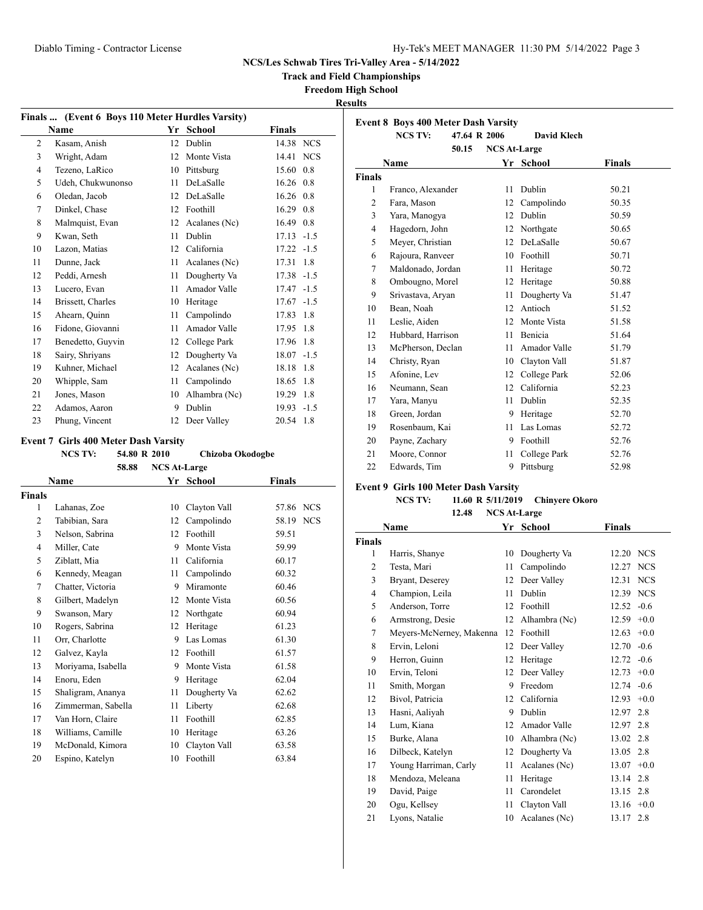# NCS/Les Schwab Tires Tri-Valley Area - 5/14/2022

## Track and Field Championships

### Freedom High School

### Results

**Finals ... (Event 6 Boys 110 Meter Hurdles Varsity)**

| | Name | Yr | School | Finals | |
|---|---|---|---|---|---|
| 2 | Kasam, Anish | 12 | Dublin | 14.38 | NCS |
| 3 | Wright, Adam | 12 | Monte Vista | 14.41 | NCS |
| 4 | Tezeno, LaRico | 10 | Pittsburg | 15.60 | 0.8 |
| 5 | Udeh, Chukwunonso | 11 | DeLaSalle | 16.26 | 0.8 |
| 6 | Oledan, Jacob | 12 | DeLaSalle | 16.26 | 0.8 |
| 7 | Dinkel, Chase | 12 | Foothill | 16.29 | 0.8 |
| 8 | Malmquist, Evan | 12 | Acalanes (Nc) | 16.49 | 0.8 |
| 9 | Kwan, Seth | 11 | Dublin | 17.13 | -1.5 |
| 10 | Lazon, Matias | 12 | California | 17.22 | -1.5 |
| 11 | Dunne, Jack | 11 | Acalanes (Nc) | 17.31 | 1.8 |
| 12 | Peddi, Arnesh | 11 | Dougherty Va | 17.38 | -1.5 |
| 13 | Lucero, Evan | 11 | Amador Valle | 17.47 | -1.5 |
| 14 | Brissett, Charles | 10 | Heritage | 17.67 | -1.5 |
| 15 | Ahearn, Quinn | 11 | Campolindo | 17.83 | 1.8 |
| 16 | Fidone, Giovanni | 11 | Amador Valle | 17.95 | 1.8 |
| 17 | Benedetto, Guyvin | 12 | College Park | 17.96 | 1.8 |
| 18 | Sairy, Shriyans | 12 | Dougherty Va | 18.07 | -1.5 |
| 19 | Kuhner, Michael | 12 | Acalanes (Nc) | 18.18 | 1.8 |
| 20 | Whipple, Sam | 11 | Campolindo | 18.65 | 1.8 |
| 21 | Jones, Mason | 10 | Alhambra (Nc) | 19.29 | 1.8 |
| 22 | Adamos, Aaron | 9 | Dublin | 19.93 | -1.5 |
| 23 | Phung, Vincent | 12 | Deer Valley | 20.54 | 1.8 |

**Event 7 Girls 400 Meter Dash Varsity**

NCS TV: 54.80 R 2010 Chizoba Okodogbe
58.88 NCS At-Large

| | Name | Yr | School | Finals | |
|---|---|---|---|---|---|
| **Finals** | | | | | |
| 1 | Lahanas, Zoe | 10 | Clayton Vall | 57.86 | NCS |
| 2 | Tabibian, Sara | 12 | Campolindo | 58.19 | NCS |
| 3 | Nelson, Sabrina | 12 | Foothill | 59.51 | |
| 4 | Miller, Cate | 9 | Monte Vista | 59.99 | |
| 5 | Ziblatt, Mia | 11 | California | 60.17 | |
| 6 | Kennedy, Meagan | 11 | Campolindo | 60.32 | |
| 7 | Chatter, Victoria | 9 | Miramonte | 60.46 | |
| 8 | Gilbert, Madelyn | 12 | Monte Vista | 60.56 | |
| 9 | Swanson, Mary | 12 | Northgate | 60.94 | |
| 10 | Rogers, Sabrina | 12 | Heritage | 61.23 | |
| 11 | Orr, Charlotte | 9 | Las Lomas | 61.30 | |
| 12 | Galvez, Kayla | 12 | Foothill | 61.57 | |
| 13 | Moriyama, Isabella | 9 | Monte Vista | 61.58 | |
| 14 | Enoru, Eden | 9 | Heritage | 62.04 | |
| 15 | Shaligram, Ananya | 11 | Dougherty Va | 62.62 | |
| 16 | Zimmerman, Sabella | 11 | Liberty | 62.68 | |
| 17 | Van Horn, Claire | 11 | Foothill | 62.85 | |
| 18 | Williams, Camille | 10 | Heritage | 63.26 | |
| 19 | McDonald, Kimora | 10 | Clayton Vall | 63.58 | |
| 20 | Espino, Katelyn | 10 | Foothill | 63.84 | |

**Event 8 Boys 400 Meter Dash Varsity**

NCS TV: 47.64 R 2006 David Klech
50.15 NCS At-Large

| | Name | Yr | School | Finals |
|---|---|---|---|---|
| **Finals** | | | | |
| 1 | Franco, Alexander | 11 | Dublin | 50.21 |
| 2 | Fara, Mason | 12 | Campolindo | 50.35 |
| 3 | Yara, Manogya | 12 | Dublin | 50.59 |
| 4 | Hagedorn, John | 12 | Northgate | 50.65 |
| 5 | Meyer, Christian | 12 | DeLaSalle | 50.67 |
| 6 | Rajoura, Ranveer | 10 | Foothill | 50.71 |
| 7 | Maldonado, Jordan | 11 | Heritage | 50.72 |
| 8 | Ombougno, Morel | 12 | Heritage | 50.88 |
| 9 | Srivastava, Aryan | 11 | Dougherty Va | 51.47 |
| 10 | Bean, Noah | 12 | Antioch | 51.52 |
| 11 | Leslie, Aiden | 12 | Monte Vista | 51.58 |
| 12 | Hubbard, Harrison | 11 | Benicia | 51.64 |
| 13 | McPherson, Declan | 11 | Amador Valle | 51.79 |
| 14 | Christy, Ryan | 10 | Clayton Vall | 51.87 |
| 15 | Afonine, Lev | 12 | College Park | 52.06 |
| 16 | Neumann, Sean | 12 | California | 52.23 |
| 17 | Yara, Manyu | 11 | Dublin | 52.35 |
| 18 | Green, Jordan | 9 | Heritage | 52.70 |
| 19 | Rosenbaum, Kai | 11 | Las Lomas | 52.72 |
| 20 | Payne, Zachary | 9 | Foothill | 52.76 |
| 21 | Moore, Connor | 11 | College Park | 52.76 |
| 22 | Edwards, Tim | 9 | Pittsburg | 52.98 |

**Event 9 Girls 100 Meter Dash Varsity**

NCS TV: 11.60 R 5/11/2019 Chinyere Okoro
12.48 NCS At-Large

| | Name | Yr | School | Finals | |
|---|---|---|---|---|---|
| **Finals** | | | | | |
| 1 | Harris, Shanye | 10 | Dougherty Va | 12.20 | NCS |
| 2 | Testa, Mari | 11 | Campolindo | 12.27 | NCS |
| 3 | Bryant, Deserey | 12 | Deer Valley | 12.31 | NCS |
| 4 | Champion, Leila | 11 | Dublin | 12.39 | NCS |
| 5 | Anderson, Torre | 12 | Foothill | 12.52 | -0.6 |
| 6 | Armstrong, Desie | 12 | Alhambra (Nc) | 12.59 | +0.0 |
| 7 | Meyers-McNerney, Makenna | 12 | Foothill | 12.63 | +0.0 |
| 8 | Ervin, Leloni | 12 | Deer Valley | 12.70 | -0.6 |
| 9 | Herron, Guinn | 12 | Heritage | 12.72 | -0.6 |
| 10 | Ervin, Teloni | 12 | Deer Valley | 12.73 | +0.0 |
| 11 | Smith, Morgan | 9 | Freedom | 12.74 | -0.6 |
| 12 | Bivol, Patricia | 12 | California | 12.93 | +0.0 |
| 13 | Hasni, Aaliyah | 9 | Dublin | 12.97 | 2.8 |
| 14 | Lum, Kiana | 12 | Amador Valle | 12.97 | 2.8 |
| 15 | Burke, Alana | 10 | Alhambra (Nc) | 13.02 | 2.8 |
| 16 | Dilbeck, Katelyn | 12 | Dougherty Va | 13.05 | 2.8 |
| 17 | Young Harriman, Carly | 11 | Acalanes (Nc) | 13.07 | +0.0 |
| 18 | Mendoza, Meleana | 11 | Heritage | 13.14 | 2.8 |
| 19 | David, Paige | 11 | Carondelet | 13.15 | 2.8 |
| 20 | Ogu, Kellsey | 11 | Clayton Vall | 13.16 | +0.0 |
| 21 | Lyons, Natalie | 10 | Acalanes (Nc) | 13.17 | 2.8 |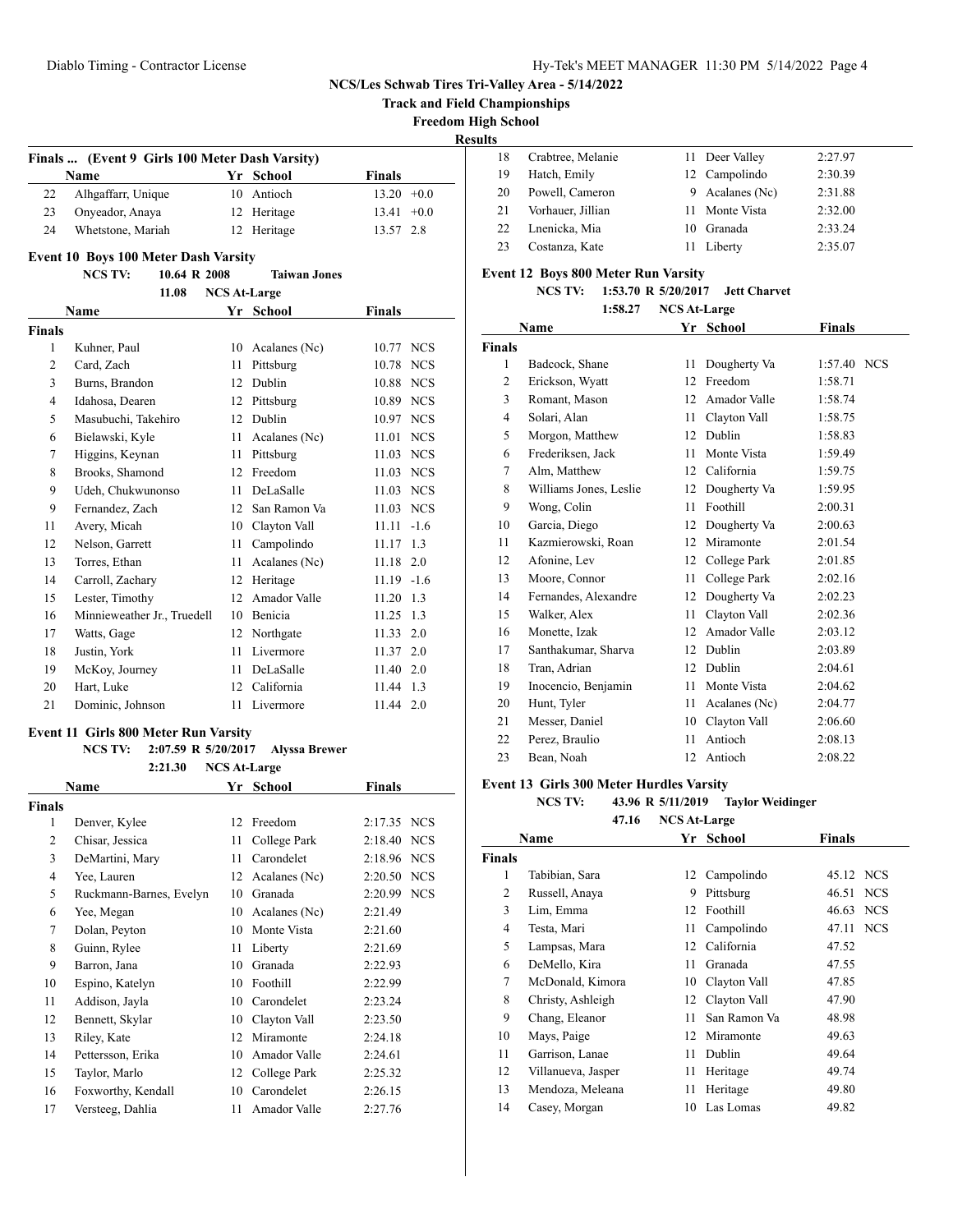**NCS/Les Schwab Tires Tri-Valley Area - 5/14/2022**

**Track and Field Championships**

**Freedom High School**

**Results**

### Finals ... (Event 9 Girls 100 Meter Dash Varsity)

| | Name | Yr | School | Finals | |
|---|---|---|---|---|---|
| 22 | Alhgaffarr, Unique | 10 | Antioch | 13.20 | +0.0 |
| 23 | Onyeador, Anaya | 12 | Heritage | 13.41 | +0.0 |
| 24 | Whetstone, Mariah | 12 | Heritage | 13.57 | 2.8 |

### Event 10 Boys 100 Meter Dash Varsity

NCS TV: 10.64 R 2008 Taiwan Jones

11.08 NCS At-Large

| | Name | Yr | School | Finals | |
|---|---|---|---|---|---|
| **Finals** | | | | | |
| 1 | Kuhner, Paul | 10 | Acalanes (Nc) | 10.77 | NCS |
| 2 | Card, Zach | 11 | Pittsburg | 10.78 | NCS |
| 3 | Burns, Brandon | 12 | Dublin | 10.88 | NCS |
| 4 | Idahosa, Dearen | 12 | Pittsburg | 10.89 | NCS |
| 5 | Masubuchi, Takehiro | 12 | Dublin | 10.97 | NCS |
| 6 | Bielawski, Kyle | 11 | Acalanes (Nc) | 11.01 | NCS |
| 7 | Higgins, Keynan | 11 | Pittsburg | 11.03 | NCS |
| 8 | Brooks, Shamond | 12 | Freedom | 11.03 | NCS |
| 9 | Udeh, Chukwunonso | 11 | DeLaSalle | 11.03 | NCS |
| 9 | Fernandez, Zach | 12 | San Ramon Va | 11.03 | NCS |
| 11 | Avery, Micah | 10 | Clayton Vall | 11.11 | -1.6 |
| 12 | Nelson, Garrett | 11 | Campolindo | 11.17 | 1.3 |
| 13 | Torres, Ethan | 11 | Acalanes (Nc) | 11.18 | 2.0 |
| 14 | Carroll, Zachary | 12 | Heritage | 11.19 | -1.6 |
| 15 | Lester, Timothy | 12 | Amador Valle | 11.20 | 1.3 |
| 16 | Minnieweather Jr., Truedell | 10 | Benicia | 11.25 | 1.3 |
| 17 | Watts, Gage | 12 | Northgate | 11.33 | 2.0 |
| 18 | Justin, York | 11 | Livermore | 11.37 | 2.0 |
| 19 | McKoy, Journey | 11 | DeLaSalle | 11.40 | 2.0 |
| 20 | Hart, Luke | 12 | California | 11.44 | 1.3 |
| 21 | Dominic, Johnson | 11 | Livermore | 11.44 | 2.0 |

### Event 11 Girls 800 Meter Run Varsity

NCS TV: 2:07.59 R 5/20/2017 Alyssa Brewer

2:21.30 NCS At-Large

| | Name | Yr | School | Finals | |
|---|---|---|---|---|---|
| **Finals** | | | | | |
| 1 | Denver, Kylee | 12 | Freedom | 2:17.35 | NCS |
| 2 | Chisar, Jessica | 11 | College Park | 2:18.40 | NCS |
| 3 | DeMartini, Mary | 11 | Carondelet | 2:18.96 | NCS |
| 4 | Yee, Lauren | 12 | Acalanes (Nc) | 2:20.50 | NCS |
| 5 | Ruckmann-Barnes, Evelyn | 10 | Granada | 2:20.99 | NCS |
| 6 | Yee, Megan | 10 | Acalanes (Nc) | 2:21.49 | |
| 7 | Dolan, Peyton | 10 | Monte Vista | 2:21.60 | |
| 8 | Guinn, Rylee | 11 | Liberty | 2:21.69 | |
| 9 | Barron, Jana | 10 | Granada | 2:22.93 | |
| 10 | Espino, Katelyn | 10 | Foothill | 2:22.99 | |
| 11 | Addison, Jayla | 10 | Carondelet | 2:23.24 | |
| 12 | Bennett, Skylar | 10 | Clayton Vall | 2:23.50 | |
| 13 | Riley, Kate | 12 | Miramonte | 2:24.18 | |
| 14 | Pettersson, Erika | 10 | Amador Valle | 2:24.61 | |
| 15 | Taylor, Marlo | 12 | College Park | 2:25.32 | |
| 16 | Foxworthy, Kendall | 10 | Carondelet | 2:26.15 | |
| 17 | Versteeg, Dahlia | 11 | Amador Valle | 2:27.76 | |
| 18 | Crabtree, Melanie | 11 | Deer Valley | 2:27.97 | |
| 19 | Hatch, Emily | 12 | Campolindo | 2:30.39 | |
| 20 | Powell, Cameron | 9 | Acalanes (Nc) | 2:31.88 | |
| 21 | Vorhauer, Jillian | 11 | Monte Vista | 2:32.00 | |
| 22 | Lnenicka, Mia | 10 | Granada | 2:33.24 | |
| 23 | Costanza, Kate | 11 | Liberty | 2:35.07 | |

### Event 12 Boys 800 Meter Run Varsity

NCS TV: 1:53.70 R 5/20/2017 Jett Charvet

1:58.27 NCS At-Large

| | Name | Yr | School | Finals | |
|---|---|---|---|---|---|
| **Finals** | | | | | |
| 1 | Badcock, Shane | 11 | Dougherty Va | 1:57.40 | NCS |
| 2 | Erickson, Wyatt | 12 | Freedom | 1:58.71 | |
| 3 | Romant, Mason | 12 | Amador Valle | 1:58.74 | |
| 4 | Solari, Alan | 11 | Clayton Vall | 1:58.75 | |
| 5 | Morgon, Matthew | 12 | Dublin | 1:58.83 | |
| 6 | Frederiksen, Jack | 11 | Monte Vista | 1:59.49 | |
| 7 | Alm, Matthew | 12 | California | 1:59.75 | |
| 8 | Williams Jones, Leslie | 12 | Dougherty Va | 1:59.95 | |
| 9 | Wong, Colin | 11 | Foothill | 2:00.31 | |
| 10 | Garcia, Diego | 12 | Dougherty Va | 2:00.63 | |
| 11 | Kazmierowski, Roan | 12 | Miramonte | 2:01.54 | |
| 12 | Afonine, Lev | 12 | College Park | 2:01.85 | |
| 13 | Moore, Connor | 11 | College Park | 2:02.16 | |
| 14 | Fernandes, Alexandre | 12 | Dougherty Va | 2:02.23 | |
| 15 | Walker, Alex | 11 | Clayton Vall | 2:02.36 | |
| 16 | Monette, Izak | 12 | Amador Valle | 2:03.12 | |
| 17 | Santhakumar, Sharva | 12 | Dublin | 2:03.89 | |
| 18 | Tran, Adrian | 12 | Dublin | 2:04.61 | |
| 19 | Inocencio, Benjamin | 11 | Monte Vista | 2:04.62 | |
| 20 | Hunt, Tyler | 11 | Acalanes (Nc) | 2:04.77 | |
| 21 | Messer, Daniel | 10 | Clayton Vall | 2:06.60 | |
| 22 | Perez, Braulio | 11 | Antioch | 2:08.13 | |
| 23 | Bean, Noah | 12 | Antioch | 2:08.22 | |

### Event 13 Girls 300 Meter Hurdles Varsity

NCS TV: 43.96 R 5/11/2019 Taylor Weidinger

47.16 NCS At-Large

| | Name | Yr | School | Finals | |
|---|---|---|---|---|---|
| **Finals** | | | | | |
| 1 | Tabibian, Sara | 12 | Campolindo | 45.12 | NCS |
| 2 | Russell, Anaya | 9 | Pittsburg | 46.51 | NCS |
| 3 | Lim, Emma | 12 | Foothill | 46.63 | NCS |
| 4 | Testa, Mari | 11 | Campolindo | 47.11 | NCS |
| 5 | Lampsas, Mara | 12 | California | 47.52 | |
| 6 | DeMello, Kira | 11 | Granada | 47.55 | |
| 7 | McDonald, Kimora | 10 | Clayton Vall | 47.85 | |
| 8 | Christy, Ashleigh | 12 | Clayton Vall | 47.90 | |
| 9 | Chang, Eleanor | 11 | San Ramon Va | 48.98 | |
| 10 | Mays, Paige | 12 | Miramonte | 49.63 | |
| 11 | Garrison, Lanae | 11 | Dublin | 49.64 | |
| 12 | Villanueva, Jasper | 11 | Heritage | 49.74 | |
| 13 | Mendoza, Meleana | 11 | Heritage | 49.80 | |
| 14 | Casey, Morgan | 10 | Las Lomas | 49.82 | |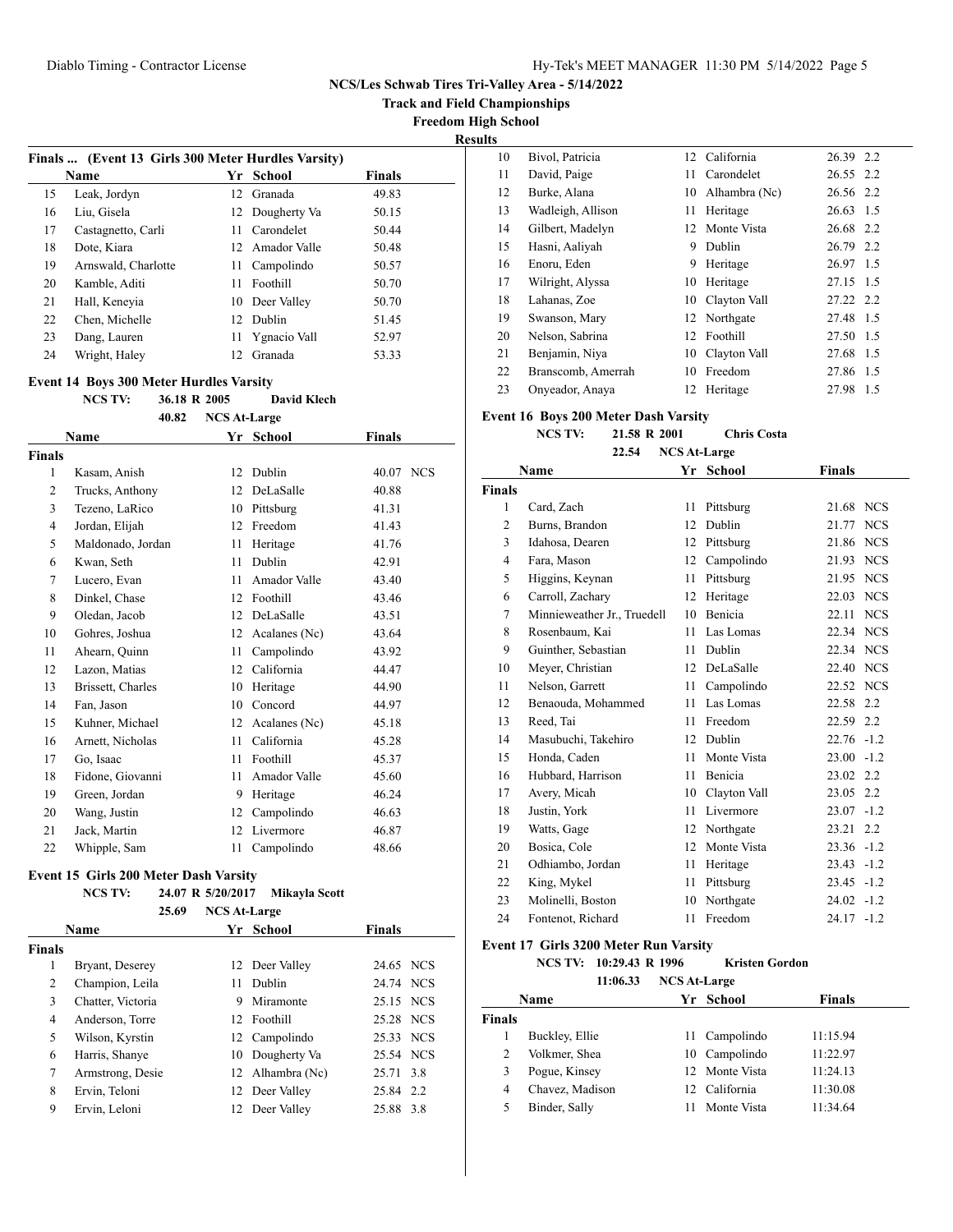# NCS/Les Schwab Tires Tri-Valley Area - 5/14/2022

## Track and Field Championships

## Freedom High School

### Results

**Finals ... (Event 13 Girls 300 Meter Hurdles Varsity)**

| | Name | Yr | School | Finals |
|---|---|---|---|---|
| 15 | Leak, Jordyn | 12 | Granada | 49.83 |
| 16 | Liu, Gisela | 12 | Dougherty Va | 50.15 |
| 17 | Castagnetto, Carli | 11 | Carondelet | 50.44 |
| 18 | Dote, Kiara | 12 | Amador Valle | 50.48 |
| 19 | Arnswald, Charlotte | 11 | Campolindo | 50.57 |
| 20 | Kamble, Aditi | 11 | Foothill | 50.70 |
| 21 | Hall, Keneyia | 10 | Deer Valley | 50.70 |
| 22 | Chen, Michelle | 12 | Dublin | 51.45 |
| 23 | Dang, Lauren | 11 | Ygnacio Vall | 52.97 |
| 24 | Wright, Haley | 12 | Granada | 53.33 |

**Event 14 Boys 300 Meter Hurdles Varsity**

NCS TV: 36.18 R 2005 David Klech

40.82 NCS At-Large

| | Name | Yr | School | Finals | |
|---|---|---|---|---|---|
| **Finals** | | | | | |
| 1 | Kasam, Anish | 12 | Dublin | 40.07 | NCS |
| 2 | Trucks, Anthony | 12 | DeLaSalle | 40.88 | |
| 3 | Tezeno, LaRico | 10 | Pittsburg | 41.31 | |
| 4 | Jordan, Elijah | 12 | Freedom | 41.43 | |
| 5 | Maldonado, Jordan | 11 | Heritage | 41.76 | |
| 6 | Kwan, Seth | 11 | Dublin | 42.91 | |
| 7 | Lucero, Evan | 11 | Amador Valle | 43.40 | |
| 8 | Dinkel, Chase | 12 | Foothill | 43.46 | |
| 9 | Oledan, Jacob | 12 | DeLaSalle | 43.51 | |
| 10 | Gohres, Joshua | 12 | Acalanes (Nc) | 43.64 | |
| 11 | Ahearn, Quinn | 11 | Campolindo | 43.92 | |
| 12 | Lazon, Matias | 12 | California | 44.47 | |
| 13 | Brissett, Charles | 10 | Heritage | 44.90 | |
| 14 | Fan, Jason | 10 | Concord | 44.97 | |
| 15 | Kuhner, Michael | 12 | Acalanes (Nc) | 45.18 | |
| 16 | Arnett, Nicholas | 11 | California | 45.28 | |
| 17 | Go, Isaac | 11 | Foothill | 45.37 | |
| 18 | Fidone, Giovanni | 11 | Amador Valle | 45.60 | |
| 19 | Green, Jordan | 9 | Heritage | 46.24 | |
| 20 | Wang, Justin | 12 | Campolindo | 46.63 | |
| 21 | Jack, Martin | 12 | Livermore | 46.87 | |
| 22 | Whipple, Sam | 11 | Campolindo | 48.66 | |

**Event 15 Girls 200 Meter Dash Varsity**

NCS TV: 24.07 R 5/20/2017 Mikayla Scott

25.69 NCS At-Large

| | Name | Yr | School | Finals | |
|---|---|---|---|---|---|
| **Finals** | | | | | |
| 1 | Bryant, Deserey | 12 | Deer Valley | 24.65 | NCS |
| 2 | Champion, Leila | 11 | Dublin | 24.74 | NCS |
| 3 | Chatter, Victoria | 9 | Miramonte | 25.15 | NCS |
| 4 | Anderson, Torre | 12 | Foothill | 25.28 | NCS |
| 5 | Wilson, Kyrstin | 12 | Campolindo | 25.33 | NCS |
| 6 | Harris, Shanye | 10 | Dougherty Va | 25.54 | NCS |
| 7 | Armstrong, Desie | 12 | Alhambra (Nc) | 25.71 | 3.8 |
| 8 | Ervin, Teloni | 12 | Deer Valley | 25.84 | 2.2 |
| 9 | Ervin, Leloni | 12 | Deer Valley | 25.88 | 3.8 |
| 10 | Bivol, Patricia | 12 | California | 26.39 | 2.2 |
| 11 | David, Paige | 11 | Carondelet | 26.55 | 2.2 |
| 12 | Burke, Alana | 10 | Alhambra (Nc) | 26.56 | 2.2 |
| 13 | Wadleigh, Allison | 11 | Heritage | 26.63 | 1.5 |
| 14 | Gilbert, Madelyn | 12 | Monte Vista | 26.68 | 2.2 |
| 15 | Hasni, Aaliyah | 9 | Dublin | 26.79 | 2.2 |
| 16 | Enoru, Eden | 9 | Heritage | 26.97 | 1.5 |
| 17 | Wilright, Alyssa | 10 | Heritage | 27.15 | 1.5 |
| 18 | Lahanas, Zoe | 10 | Clayton Vall | 27.22 | 2.2 |
| 19 | Swanson, Mary | 12 | Northgate | 27.48 | 1.5 |
| 20 | Nelson, Sabrina | 12 | Foothill | 27.50 | 1.5 |
| 21 | Benjamin, Niya | 10 | Clayton Vall | 27.68 | 1.5 |
| 22 | Branscomb, Amerrah | 10 | Freedom | 27.86 | 1.5 |
| 23 | Onyeador, Anaya | 12 | Heritage | 27.98 | 1.5 |

**Event 16 Boys 200 Meter Dash Varsity**

NCS TV: 21.58 R 2001 Chris Costa

22.54 NCS At-Large

| | Name | Yr | School | Finals | |
|---|---|---|---|---|---|
| **Finals** | | | | | |
| 1 | Card, Zach | 11 | Pittsburg | 21.68 | NCS |
| 2 | Burns, Brandon | 12 | Dublin | 21.77 | NCS |
| 3 | Idahosa, Dearen | 12 | Pittsburg | 21.86 | NCS |
| 4 | Fara, Mason | 12 | Campolindo | 21.93 | NCS |
| 5 | Higgins, Keynan | 11 | Pittsburg | 21.95 | NCS |
| 6 | Carroll, Zachary | 12 | Heritage | 22.03 | NCS |
| 7 | Minnieweather Jr., Truedell | 10 | Benicia | 22.11 | NCS |
| 8 | Rosenbaum, Kai | 11 | Las Lomas | 22.34 | NCS |
| 9 | Guinther, Sebastian | 11 | Dublin | 22.34 | NCS |
| 10 | Meyer, Christian | 12 | DeLaSalle | 22.40 | NCS |
| 11 | Nelson, Garrett | 11 | Campolindo | 22.52 | NCS |
| 12 | Benaouda, Mohammed | 11 | Las Lomas | 22.58 | 2.2 |
| 13 | Reed, Tai | 11 | Freedom | 22.59 | 2.2 |
| 14 | Masubuchi, Takehiro | 12 | Dublin | 22.76 | -1.2 |
| 15 | Honda, Caden | 11 | Monte Vista | 23.00 | -1.2 |
| 16 | Hubbard, Harrison | 11 | Benicia | 23.02 | 2.2 |
| 17 | Avery, Micah | 10 | Clayton Vall | 23.05 | 2.2 |
| 18 | Justin, York | 11 | Livermore | 23.07 | -1.2 |
| 19 | Watts, Gage | 12 | Northgate | 23.21 | 2.2 |
| 20 | Bosica, Cole | 12 | Monte Vista | 23.36 | -1.2 |
| 21 | Odhiambo, Jordan | 11 | Heritage | 23.43 | -1.2 |
| 22 | King, Mykel | 11 | Pittsburg | 23.45 | -1.2 |
| 23 | Molinelli, Boston | 10 | Northgate | 24.02 | -1.2 |
| 24 | Fontenot, Richard | 11 | Freedom | 24.17 | -1.2 |

**Event 17 Girls 3200 Meter Run Varsity**

NCS TV: 10:29.43 R 1996 Kristen Gordon

11:06.33 NCS At-Large

| | Name | Yr | School | Finals |
|---|---|---|---|---|
| **Finals** | | | | |
| 1 | Buckley, Ellie | 11 | Campolindo | 11:15.94 |
| 2 | Volkmer, Shea | 10 | Campolindo | 11:22.97 |
| 3 | Pogue, Kinsey | 12 | Monte Vista | 11:24.13 |
| 4 | Chavez, Madison | 12 | California | 11:30.08 |
| 5 | Binder, Sally | 11 | Monte Vista | 11:34.64 |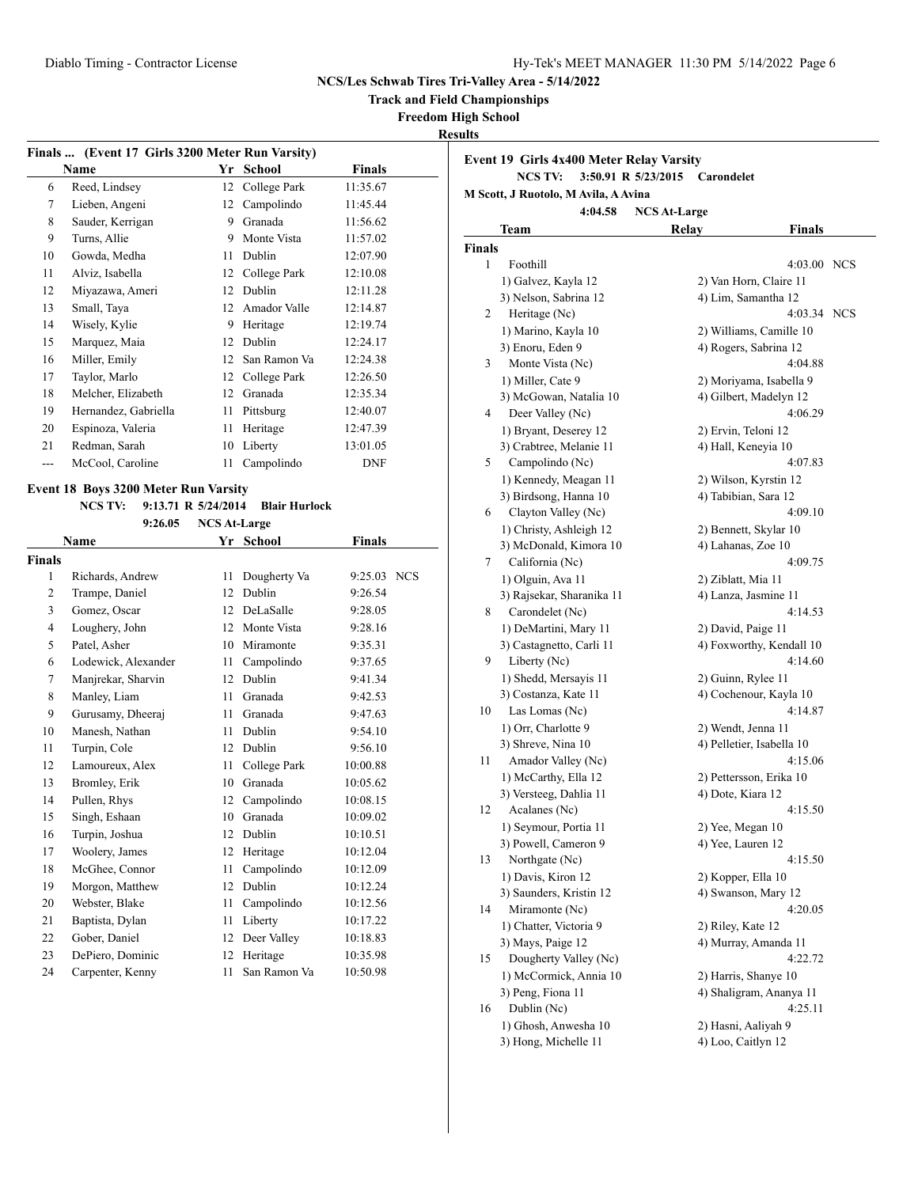NCS/Les Schwab Tires Tri-Valley Area - 5/14/2022

Track and Field Championships

Freedom High School

Results

### Finals ... (Event 17 Girls 3200 Meter Run Varsity)

| | Name | Yr | School | Finals |
|---|---|---|---|---|
| 6 | Reed, Lindsey | 12 | College Park | 11:35.67 |
| 7 | Lieben, Angeni | 12 | Campolindo | 11:45.44 |
| 8 | Sauder, Kerrigan | 9 | Granada | 11:56.62 |
| 9 | Turns, Allie | 9 | Monte Vista | 11:57.02 |
| 10 | Gowda, Medha | 11 | Dublin | 12:07.90 |
| 11 | Alviz, Isabella | 12 | College Park | 12:10.08 |
| 12 | Miyazawa, Ameri | 12 | Dublin | 12:11.28 |
| 13 | Small, Taya | 12 | Amador Valle | 12:14.87 |
| 14 | Wisely, Kylie | 9 | Heritage | 12:19.74 |
| 15 | Marquez, Maia | 12 | Dublin | 12:24.17 |
| 16 | Miller, Emily | 12 | San Ramon Va | 12:24.38 |
| 17 | Taylor, Marlo | 12 | College Park | 12:26.50 |
| 18 | Melcher, Elizabeth | 12 | Granada | 12:35.34 |
| 19 | Hernandez, Gabriella | 11 | Pittsburg | 12:40.07 |
| 20 | Espinoza, Valeria | 11 | Heritage | 12:47.39 |
| 21 | Redman, Sarah | 10 | Liberty | 13:01.05 |
| --- | McCool, Caroline | 11 | Campolindo | DNF |

### Event 18 Boys 3200 Meter Run Varsity

NCS TV: 9:13.71 R 5/24/2014 Blair Hurlock

9:26.05 NCS At-Large

| | Name | Yr | School | Finals | |
|---|---|---|---|---|---|
| **Finals** | | | | | |
| 1 | Richards, Andrew | 11 | Dougherty Va | 9:25.03 | NCS |
| 2 | Trampe, Daniel | 12 | Dublin | 9:26.54 | |
| 3 | Gomez, Oscar | 12 | DeLaSalle | 9:28.05 | |
| 4 | Loughery, John | 12 | Monte Vista | 9:28.16 | |
| 5 | Patel, Asher | 10 | Miramonte | 9:35.31 | |
| 6 | Lodewick, Alexander | 11 | Campolindo | 9:37.65 | |
| 7 | Manjrekar, Sharvin | 12 | Dublin | 9:41.34 | |
| 8 | Manley, Liam | 11 | Granada | 9:42.53 | |
| 9 | Gurusamy, Dheeraj | 11 | Granada | 9:47.63 | |
| 10 | Manesh, Nathan | 11 | Dublin | 9:54.10 | |
| 11 | Turpin, Cole | 12 | Dublin | 9:56.10 | |
| 12 | Lamoureux, Alex | 11 | College Park | 10:00.88 | |
| 13 | Bromley, Erik | 10 | Granada | 10:05.62 | |
| 14 | Pullen, Rhys | 12 | Campolindo | 10:08.15 | |
| 15 | Singh, Eshaan | 10 | Granada | 10:09.02 | |
| 16 | Turpin, Joshua | 12 | Dublin | 10:10.51 | |
| 17 | Woolery, James | 12 | Heritage | 10:12.04 | |
| 18 | McGhee, Connor | 11 | Campolindo | 10:12.09 | |
| 19 | Morgon, Matthew | 12 | Dublin | 10:12.24 | |
| 20 | Webster, Blake | 11 | Campolindo | 10:12.56 | |
| 21 | Baptista, Dylan | 11 | Liberty | 10:17.22 | |
| 22 | Gober, Daniel | 12 | Deer Valley | 10:18.83 | |
| 23 | DePiero, Dominic | 12 | Heritage | 10:35.98 | |
| 24 | Carpenter, Kenny | 11 | San Ramon Va | 10:50.98 | |

### Event 19 Girls 4x400 Meter Relay Varsity

NCS TV: 3:50.91 R 5/23/2015 Carondelet

M Scott, J Ruotolo, M Avila, A Avina

4:04.58 NCS At-Large

| | Team | Relay | Finals | |
|---|---|---|---|---|
| **Finals** | | | | |
| 1 | Foothill | | 4:03.00 | NCS |
| | 1) Galvez, Kayla 12 | 2) Van Horn, Claire 11 | | |
| | 3) Nelson, Sabrina 12 | 4) Lim, Samantha 12 | | |
| 2 | Heritage (Nc) | | 4:03.34 | NCS |
| | 1) Marino, Kayla 10 | 2) Williams, Camille 10 | | |
| | 3) Enoru, Eden 9 | 4) Rogers, Sabrina 12 | | |
| 3 | Monte Vista (Nc) | | 4:04.88 | |
| | 1) Miller, Cate 9 | 2) Moriyama, Isabella 9 | | |
| | 3) McGowan, Natalia 10 | 4) Gilbert, Madelyn 12 | | |
| 4 | Deer Valley (Nc) | | 4:06.29 | |
| | 1) Bryant, Deserey 12 | 2) Ervin, Teloni 12 | | |
| | 3) Crabtree, Melanie 11 | 4) Hall, Keneyia 10 | | |
| 5 | Campolindo (Nc) | | 4:07.83 | |
| | 1) Kennedy, Meagan 11 | 2) Wilson, Kyrstin 12 | | |
| | 3) Birdsong, Hanna 10 | 4) Tabibian, Sara 12 | | |
| 6 | Clayton Valley (Nc) | | 4:09.10 | |
| | 1) Christy, Ashleigh 12 | 2) Bennett, Skylar 10 | | |
| | 3) McDonald, Kimora 10 | 4) Lahanas, Zoe 10 | | |
| 7 | California (Nc) | | 4:09.75 | |
| | 1) Olguin, Ava 11 | 2) Ziblatt, Mia 11 | | |
| | 3) Rajsekar, Sharanika 11 | 4) Lanza, Jasmine 11 | | |
| 8 | Carondelet (Nc) | | 4:14.53 | |
| | 1) DeMartini, Mary 11 | 2) David, Paige 11 | | |
| | 3) Castagnetto, Carli 11 | 4) Foxworthy, Kendall 10 | | |
| 9 | Liberty (Nc) | | 4:14.60 | |
| | 1) Shedd, Mersayis 11 | 2) Guinn, Rylee 11 | | |
| | 3) Costanza, Kate 11 | 4) Cochenour, Kayla 10 | | |
| 10 | Las Lomas (Nc) | | 4:14.87 | |
| | 1) Orr, Charlotte 9 | 2) Wendt, Jenna 11 | | |
| | 3) Shreve, Nina 10 | 4) Pelletier, Isabella 10 | | |
| 11 | Amador Valley (Nc) | | 4:15.06 | |
| | 1) McCarthy, Ella 12 | 2) Pettersson, Erika 10 | | |
| | 3) Versteeg, Dahlia 11 | 4) Dote, Kiara 12 | | |
| 12 | Acalanes (Nc) | | 4:15.50 | |
| | 1) Seymour, Portia 11 | 2) Yee, Megan 10 | | |
| | 3) Powell, Cameron 9 | 4) Yee, Lauren 12 | | |
| 13 | Northgate (Nc) | | 4:15.50 | |
| | 1) Davis, Kiron 12 | 2) Kopper, Ella 10 | | |
| | 3) Saunders, Kristin 12 | 4) Swanson, Mary 12 | | |
| 14 | Miramonte (Nc) | | 4:20.05 | |
| | 1) Chatter, Victoria 9 | 2) Riley, Kate 12 | | |
| | 3) Mays, Paige 12 | 4) Murray, Amanda 11 | | |
| 15 | Dougherty Valley (Nc) | | 4:22.72 | |
| | 1) McCormick, Annia 10 | 2) Harris, Shanye 10 | | |
| | 3) Peng, Fiona 11 | 4) Shaligram, Ananya 11 | | |
| 16 | Dublin (Nc) | | 4:25.11 | |
| | 1) Ghosh, Anwesha 10 | 2) Hasni, Aaliyah 9 | | |
| | 3) Hong, Michelle 11 | 4) Loo, Caitlyn 12 | | |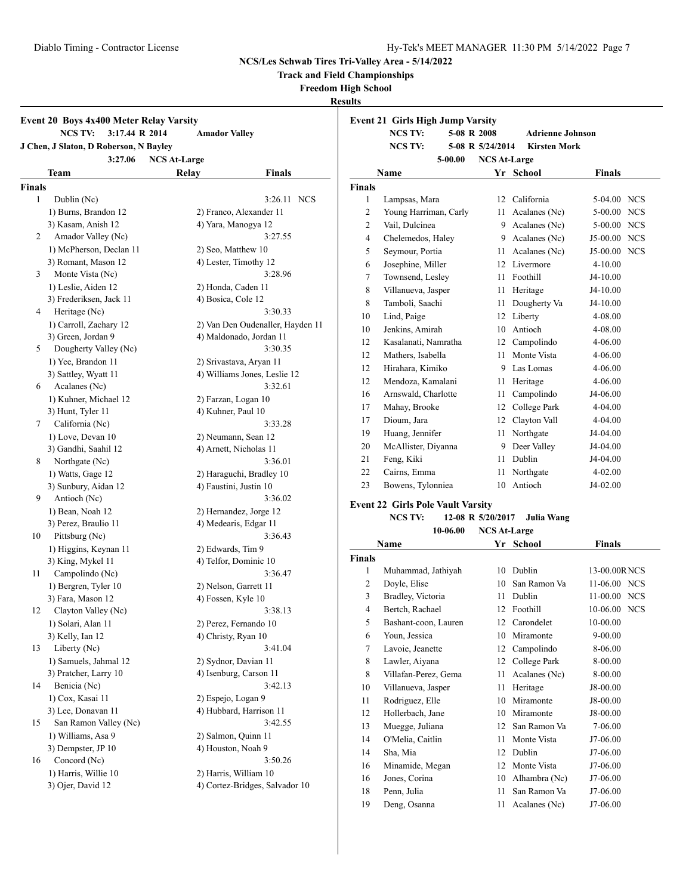NCS/Les Schwab Tires Tri-Valley Area - 5/14/2022

**Track and Field Championships**

**Freedom High School**

**Results**

## Event 20 Boys 4x400 Meter Relay Varsity

**NCS TV:** 3:17.44 R 2014 — Amador Valley
J Chen, J Slaton, D Roberson, N Bayley
3:27.06 — NCS At-Large

| | Team | Relay | Finals |
|---|---|---|---|
| **Finals** | | | |
| 1 | Dublin (Nc) | | 3:26.11 NCS |
| | 1) Burns, Brandon 12 | 2) Franco, Alexander 11 | |
| | 3) Kasam, Anish 12 | 4) Yara, Manogya 12 | |
| 2 | Amador Valley (Nc) | | 3:27.55 |
| | 1) McPherson, Declan 11 | 2) Seo, Matthew 10 | |
| | 3) Romant, Mason 12 | 4) Lester, Timothy 12 | |
| 3 | Monte Vista (Nc) | | 3:28.96 |
| | 1) Leslie, Aiden 12 | 2) Honda, Caden 11 | |
| | 3) Frederiksen, Jack 11 | 4) Bosica, Cole 12 | |
| 4 | Heritage (Nc) | | 3:30.33 |
| | 1) Carroll, Zachary 12 | 2) Van Den Oudenaller, Hayden 11 | |
| | 3) Green, Jordan 9 | 4) Maldonado, Jordan 11 | |
| 5 | Dougherty Valley (Nc) | | 3:30.35 |
| | 1) Yee, Brandon 11 | 2) Srivastava, Aryan 11 | |
| | 3) Sattley, Wyatt 11 | 4) Williams Jones, Leslie 12 | |
| 6 | Acalanes (Nc) | | 3:32.61 |
| | 1) Kuhner, Michael 12 | 2) Farzan, Logan 10 | |
| | 3) Hunt, Tyler 11 | 4) Kuhner, Paul 10 | |
| 7 | California (Nc) | | 3:33.28 |
| | 1) Love, Devan 10 | 2) Neumann, Sean 12 | |
| | 3) Gandhi, Saahil 12 | 4) Arnett, Nicholas 11 | |
| 8 | Northgate (Nc) | | 3:36.01 |
| | 1) Watts, Gage 12 | 2) Haraguchi, Bradley 10 | |
| | 3) Sunbury, Aidan 12 | 4) Faustini, Justin 10 | |
| 9 | Antioch (Nc) | | 3:36.02 |
| | 1) Bean, Noah 12 | 2) Hernandez, Jorge 12 | |
| | 3) Perez, Braulio 11 | 4) Medearis, Edgar 11 | |
| 10 | Pittsburg (Nc) | | 3:36.43 |
| | 1) Higgins, Keynan 11 | 2) Edwards, Tim 9 | |
| | 3) King, Mykel 11 | 4) Telfor, Dominic 10 | |
| 11 | Campolindo (Nc) | | 3:36.47 |
| | 1) Bergren, Tyler 10 | 2) Nelson, Garrett 11 | |
| | 3) Fara, Mason 12 | 4) Fossen, Kyle 10 | |
| 12 | Clayton Valley (Nc) | | 3:38.13 |
| | 1) Solari, Alan 11 | 2) Perez, Fernando 10 | |
| | 3) Kelly, Ian 12 | 4) Christy, Ryan 10 | |
| 13 | Liberty (Nc) | | 3:41.04 |
| | 1) Samuels, Jahmal 12 | 2) Sydnor, Davian 11 | |
| | 3) Pratcher, Larry 10 | 4) Isenburg, Carson 11 | |
| 14 | Benicia (Nc) | | 3:42.13 |
| | 1) Cox, Kasai 11 | 2) Espejo, Logan 9 | |
| | 3) Lee, Donavan 11 | 4) Hubbard, Harrison 11 | |
| 15 | San Ramon Valley (Nc) | | 3:42.55 |
| | 1) Williams, Asa 9 | 2) Salmon, Quinn 11 | |
| | 3) Dempster, JP 10 | 4) Houston, Noah 9 | |
| 16 | Concord (Nc) | | 3:50.26 |
| | 1) Harris, Willie 10 | 2) Harris, William 10 | |
| | 3) Ojer, David 12 | 4) Cortez-Bridges, Salvador 10 | |

## Event 21 Girls High Jump Varsity

**NCS TV:** 5-08 R 2008 — Adrienne Johnson
**NCS TV:** 5-08 R 5/24/2014 — Kirsten Mork
5-00.00 — NCS At-Large

| | Name | Yr | School | Finals |
|---|---|---|---|---|
| **Finals** | | | | |
| 1 | Lampsas, Mara | 12 | California | 5-04.00 NCS |
| 2 | Young Harriman, Carly | 11 | Acalanes (Nc) | 5-00.00 NCS |
| 2 | Vail, Dulcinea | 9 | Acalanes (Nc) | 5-00.00 NCS |
| 4 | Chelemedos, Haley | 9 | Acalanes (Nc) | J5-00.00 NCS |
| 5 | Seymour, Portia | 11 | Acalanes (Nc) | J5-00.00 NCS |
| 6 | Josephine, Miller | 12 | Livermore | 4-10.00 |
| 7 | Townsend, Lesley | 11 | Foothill | J4-10.00 |
| 8 | Villanueva, Jasper | 11 | Heritage | J4-10.00 |
| 8 | Tamboli, Saachi | 11 | Dougherty Va | J4-10.00 |
| 10 | Lind, Paige | 12 | Liberty | 4-08.00 |
| 10 | Jenkins, Amirah | 10 | Antioch | 4-08.00 |
| 12 | Kasalanati, Namratha | 12 | Campolindo | 4-06.00 |
| 12 | Mathers, Isabella | 11 | Monte Vista | 4-06.00 |
| 12 | Hirahara, Kimiko | 9 | Las Lomas | 4-06.00 |
| 12 | Mendoza, Kamalani | 11 | Heritage | 4-06.00 |
| 16 | Arnswald, Charlotte | 11 | Campolindo | J4-06.00 |
| 17 | Mahay, Brooke | 12 | College Park | 4-04.00 |
| 17 | Dioum, Jara | 12 | Clayton Vall | 4-04.00 |
| 19 | Huang, Jennifer | 11 | Northgate | J4-04.00 |
| 20 | McAllister, Diyanna | 9 | Deer Valley | J4-04.00 |
| 21 | Feng, Kiki | 11 | Dublin | J4-04.00 |
| 22 | Cairns, Emma | 11 | Northgate | 4-02.00 |
| 23 | Bowens, Tylonniea | 10 | Antioch | J4-02.00 |

## Event 22 Girls Pole Vault Varsity

**NCS TV:** 12-08 R 5/20/2017 — Julia Wang
10-06.00 — NCS At-Large

| | Name | Yr | School | Finals |
|---|---|---|---|---|
| **Finals** | | | | |
| 1 | Muhammad, Jathiyah | 10 | Dublin | 13-00.00R NCS |
| 2 | Doyle, Elise | 10 | San Ramon Va | 11-06.00 NCS |
| 3 | Bradley, Victoria | 11 | Dublin | 11-00.00 NCS |
| 4 | Bertch, Rachael | 12 | Foothill | 10-06.00 NCS |
| 5 | Bashant-coon, Lauren | 12 | Carondelet | 10-00.00 |
| 6 | Youn, Jessica | 10 | Miramonte | 9-00.00 |
| 7 | Lavoie, Jeanette | 12 | Campolindo | 8-06.00 |
| 8 | Lawler, Aiyana | 12 | College Park | 8-00.00 |
| 8 | Villafan-Perez, Gema | 11 | Acalanes (Nc) | 8-00.00 |
| 10 | Villanueva, Jasper | 11 | Heritage | J8-00.00 |
| 11 | Rodriguez, Elle | 10 | Miramonte | J8-00.00 |
| 12 | Hollerbach, Jane | 10 | Miramonte | J8-00.00 |
| 13 | Muegge, Juliana | 12 | San Ramon Va | 7-06.00 |
| 14 | O'Melia, Caitlin | 11 | Monte Vista | J7-06.00 |
| 14 | Sha, Mia | 12 | Dublin | J7-06.00 |
| 16 | Minamide, Megan | 12 | Monte Vista | J7-06.00 |
| 16 | Jones, Corina | 10 | Alhambra (Nc) | J7-06.00 |
| 18 | Penn, Julia | 11 | San Ramon Va | J7-06.00 |
| 19 | Deng, Osanna | 11 | Acalanes (Nc) | J7-06.00 |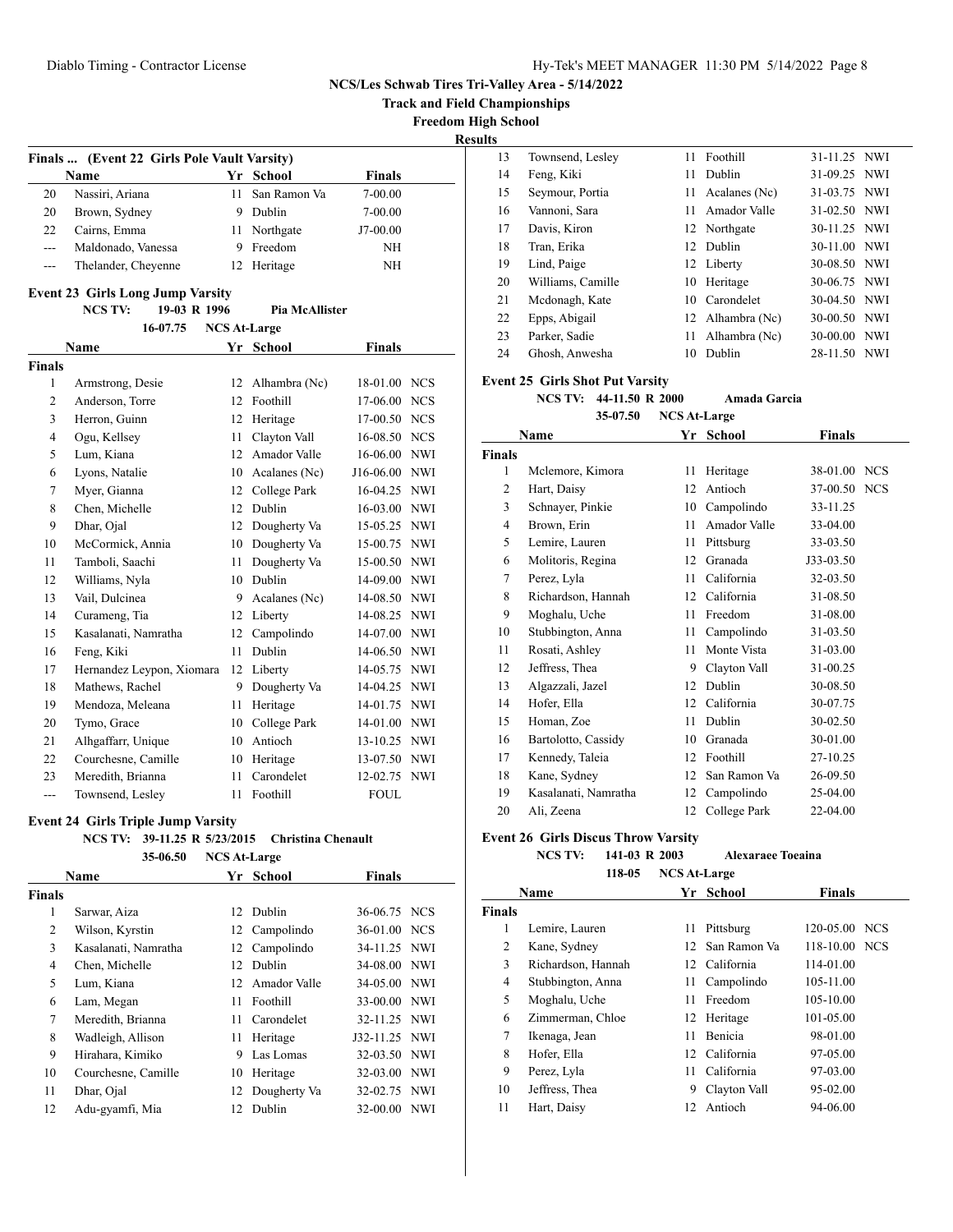NCS/Les Schwab Tires Tri-Valley Area - 5/14/2022

Track and Field Championships

Freedom High School

Results

### Finals ... (Event 22 Girls Pole Vault Varsity)

| | Name | Yr | School | Finals |
|---|---|---|---|---|
| 20 | Nassiri, Ariana | 11 | San Ramon Va | 7-00.00 |
| 20 | Brown, Sydney | 9 | Dublin | 7-00.00 |
| 22 | Cairns, Emma | 11 | Northgate | J7-00.00 |
| --- | Maldonado, Vanessa | 9 | Freedom | NH |
| --- | Thelander, Cheyenne | 12 | Heritage | NH |

### Event 23 Girls Long Jump Varsity

NCS TV: 19-03 R 1996 Pia McAllister

16-07.75 NCS At-Large

| | Name | Yr | School | Finals | |
|---|---|---|---|---|---|
| **Finals** | | | | | |
| 1 | Armstrong, Desie | 12 | Alhambra (Nc) | 18-01.00 | NCS |
| 2 | Anderson, Torre | 12 | Foothill | 17-06.00 | NCS |
| 3 | Herron, Guinn | 12 | Heritage | 17-00.50 | NCS |
| 4 | Ogu, Kellsey | 11 | Clayton Vall | 16-08.50 | NCS |
| 5 | Lum, Kiana | 12 | Amador Valle | 16-06.00 | NWI |
| 6 | Lyons, Natalie | 10 | Acalanes (Nc) | J16-06.00 | NWI |
| 7 | Myer, Gianna | 12 | College Park | 16-04.25 | NWI |
| 8 | Chen, Michelle | 12 | Dublin | 16-03.00 | NWI |
| 9 | Dhar, Ojal | 12 | Dougherty Va | 15-05.25 | NWI |
| 10 | McCormick, Annia | 10 | Dougherty Va | 15-00.75 | NWI |
| 11 | Tamboli, Saachi | 11 | Dougherty Va | 15-00.50 | NWI |
| 12 | Williams, Nyla | 10 | Dublin | 14-09.00 | NWI |
| 13 | Vail, Dulcinea | 9 | Acalanes (Nc) | 14-08.50 | NWI |
| 14 | Curameng, Tia | 12 | Liberty | 14-08.25 | NWI |
| 15 | Kasalanati, Namratha | 12 | Campolindo | 14-07.00 | NWI |
| 16 | Feng, Kiki | 11 | Dublin | 14-06.50 | NWI |
| 17 | Hernandez Leypon, Xiomara | 12 | Liberty | 14-05.75 | NWI |
| 18 | Mathews, Rachel | 9 | Dougherty Va | 14-04.25 | NWI |
| 19 | Mendoza, Meleana | 11 | Heritage | 14-01.75 | NWI |
| 20 | Tymo, Grace | 10 | College Park | 14-01.00 | NWI |
| 21 | Alhgaffarr, Unique | 10 | Antioch | 13-10.25 | NWI |
| 22 | Courchesne, Camille | 10 | Heritage | 13-07.50 | NWI |
| 23 | Meredith, Brianna | 11 | Carondelet | 12-02.75 | NWI |
| --- | Townsend, Lesley | 11 | Foothill | FOUL | |

### Event 24 Girls Triple Jump Varsity

NCS TV: 39-11.25 R 5/23/2015 Christina Chenault

35-06.50 NCS At-Large

| | Name | Yr | School | Finals | |
|---|---|---|---|---|---|
| **Finals** | | | | | |
| 1 | Sarwar, Aiza | 12 | Dublin | 36-06.75 | NCS |
| 2 | Wilson, Kyrstin | 12 | Campolindo | 36-01.00 | NCS |
| 3 | Kasalanati, Namratha | 12 | Campolindo | 34-11.25 | NWI |
| 4 | Chen, Michelle | 12 | Dublin | 34-08.00 | NWI |
| 5 | Lum, Kiana | 12 | Amador Valle | 34-05.00 | NWI |
| 6 | Lam, Megan | 11 | Foothill | 33-00.00 | NWI |
| 7 | Meredith, Brianna | 11 | Carondelet | 32-11.25 | NWI |
| 8 | Wadleigh, Allison | 11 | Heritage | J32-11.25 | NWI |
| 9 | Hirahara, Kimiko | 9 | Las Lomas | 32-03.50 | NWI |
| 10 | Courchesne, Camille | 10 | Heritage | 32-03.00 | NWI |
| 11 | Dhar, Ojal | 12 | Dougherty Va | 32-02.75 | NWI |
| 12 | Adu-gyamfi, Mia | 12 | Dublin | 32-00.00 | NWI |
| 13 | Townsend, Lesley | 11 | Foothill | 31-11.25 | NWI |
| 14 | Feng, Kiki | 11 | Dublin | 31-09.25 | NWI |
| 15 | Seymour, Portia | 11 | Acalanes (Nc) | 31-03.75 | NWI |
| 16 | Vannoni, Sara | 11 | Amador Valle | 31-02.50 | NWI |
| 17 | Davis, Kiron | 12 | Northgate | 30-11.25 | NWI |
| 18 | Tran, Erika | 12 | Dublin | 30-11.00 | NWI |
| 19 | Lind, Paige | 12 | Liberty | 30-08.50 | NWI |
| 20 | Williams, Camille | 10 | Heritage | 30-06.75 | NWI |
| 21 | Mcdonagh, Kate | 10 | Carondelet | 30-04.50 | NWI |
| 22 | Epps, Abigail | 12 | Alhambra (Nc) | 30-00.50 | NWI |
| 23 | Parker, Sadie | 11 | Alhambra (Nc) | 30-00.00 | NWI |
| 24 | Ghosh, Anwesha | 10 | Dublin | 28-11.50 | NWI |

### Event 25 Girls Shot Put Varsity

NCS TV: 44-11.50 R 2000 Amada Garcia

35-07.50 NCS At-Large

| | Name | Yr | School | Finals | |
|---|---|---|---|---|---|
| **Finals** | | | | | |
| 1 | Mclemore, Kimora | 11 | Heritage | 38-01.00 | NCS |
| 2 | Hart, Daisy | 12 | Antioch | 37-00.50 | NCS |
| 3 | Schnayer, Pinkie | 10 | Campolindo | 33-11.25 | |
| 4 | Brown, Erin | 11 | Amador Valle | 33-04.00 | |
| 5 | Lemire, Lauren | 11 | Pittsburg | 33-03.50 | |
| 6 | Molitoris, Regina | 12 | Granada | J33-03.50 | |
| 7 | Perez, Lyla | 11 | California | 32-03.50 | |
| 8 | Richardson, Hannah | 12 | California | 31-08.50 | |
| 9 | Moghalu, Uche | 11 | Freedom | 31-08.00 | |
| 10 | Stubbington, Anna | 11 | Campolindo | 31-03.50 | |
| 11 | Rosati, Ashley | 11 | Monte Vista | 31-03.00 | |
| 12 | Jeffress, Thea | 9 | Clayton Vall | 31-00.25 | |
| 13 | Algazzali, Jazel | 12 | Dublin | 30-08.50 | |
| 14 | Hofer, Ella | 12 | California | 30-07.75 | |
| 15 | Homan, Zoe | 11 | Dublin | 30-02.50 | |
| 16 | Bartolotto, Cassidy | 10 | Granada | 30-01.00 | |
| 17 | Kennedy, Taleia | 12 | Foothill | 27-10.25 | |
| 18 | Kane, Sydney | 12 | San Ramon Va | 26-09.50 | |
| 19 | Kasalanati, Namratha | 12 | Campolindo | 25-04.00 | |
| 20 | Ali, Zeena | 12 | College Park | 22-04.00 | |

### Event 26 Girls Discus Throw Varsity

NCS TV: 141-03 R 2003 Alexaraee Toeaina

118-05 NCS At-Large

| | Name | Yr | School | Finals | |
|---|---|---|---|---|---|
| **Finals** | | | | | |
| 1 | Lemire, Lauren | 11 | Pittsburg | 120-05.00 | NCS |
| 2 | Kane, Sydney | 12 | San Ramon Va | 118-10.00 | NCS |
| 3 | Richardson, Hannah | 12 | California | 114-01.00 | |
| 4 | Stubbington, Anna | 11 | Campolindo | 105-11.00 | |
| 5 | Moghalu, Uche | 11 | Freedom | 105-10.00 | |
| 6 | Zimmerman, Chloe | 12 | Heritage | 101-05.00 | |
| 7 | Ikenaga, Jean | 11 | Benicia | 98-01.00 | |
| 8 | Hofer, Ella | 12 | California | 97-05.00 | |
| 9 | Perez, Lyla | 11 | California | 97-03.00 | |
| 10 | Jeffress, Thea | 9 | Clayton Vall | 95-02.00 | |
| 11 | Hart, Daisy | 12 | Antioch | 94-06.00 | |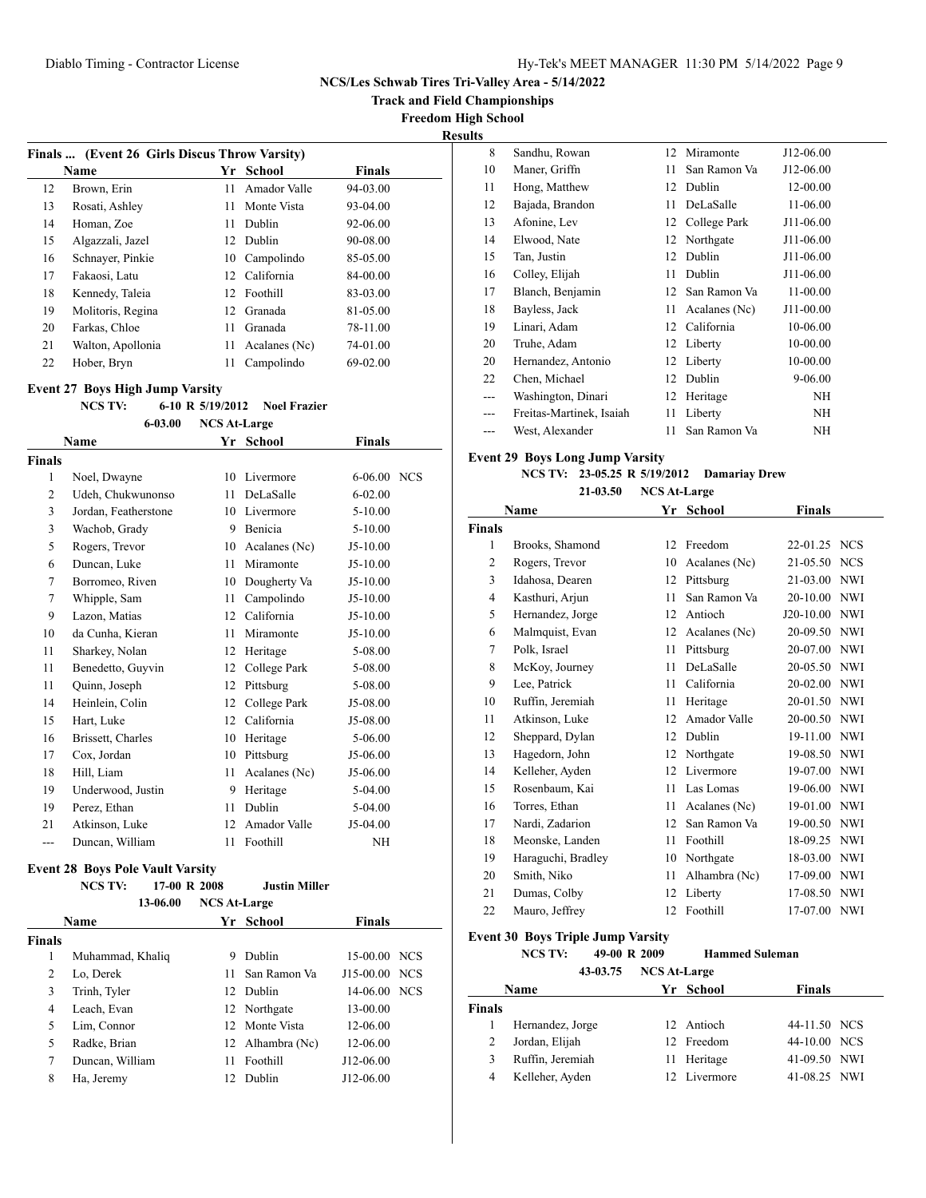# NCS/Les Schwab Tires Tri-Valley Area - 5/14/2022

## Track and Field Championships

## Freedom High School

## Results

### Finals ... (Event 26 Girls Discus Throw Varsity)

| | Name | Yr | School | Finals |
|---|---|---|---|---|
| 12 | Brown, Erin | 11 | Amador Valle | 94-03.00 |
| 13 | Rosati, Ashley | 11 | Monte Vista | 93-04.00 |
| 14 | Homan, Zoe | 11 | Dublin | 92-06.00 |
| 15 | Algazzali, Jazel | 12 | Dublin | 90-08.00 |
| 16 | Schnayer, Pinkie | 10 | Campolindo | 85-05.00 |
| 17 | Fakaosi, Latu | 12 | California | 84-00.00 |
| 18 | Kennedy, Taleia | 12 | Foothill | 83-03.00 |
| 19 | Molitoris, Regina | 12 | Granada | 81-05.00 |
| 20 | Farkas, Chloe | 11 | Granada | 78-11.00 |
| 21 | Walton, Apollonia | 11 | Acalanes (Nc) | 74-01.00 |
| 22 | Hober, Bryn | 11 | Campolindo | 69-02.00 |

### Event 27 Boys High Jump Varsity

NCS TV: 6-10 R 5/19/2012 Noel Frazier

6-03.00 NCS At-Large

| | Name | Yr | School | Finals | |
|---|---|---|---|---|---|
| **Finals** | | | | | |
| 1 | Noel, Dwayne | 10 | Livermore | 6-06.00 | NCS |
| 2 | Udeh, Chukwunonso | 11 | DeLaSalle | 6-02.00 | |
| 3 | Jordan, Featherstone | 10 | Livermore | 5-10.00 | |
| 3 | Wachob, Grady | 9 | Benicia | 5-10.00 | |
| 5 | Rogers, Trevor | 10 | Acalanes (Nc) | J5-10.00 | |
| 6 | Duncan, Luke | 11 | Miramonte | J5-10.00 | |
| 7 | Borromeo, Riven | 10 | Dougherty Va | J5-10.00 | |
| 7 | Whipple, Sam | 11 | Campolindo | J5-10.00 | |
| 9 | Lazon, Matias | 12 | California | J5-10.00 | |
| 10 | da Cunha, Kieran | 11 | Miramonte | J5-10.00 | |
| 11 | Sharkey, Nolan | 12 | Heritage | 5-08.00 | |
| 11 | Benedetto, Guyvin | 12 | College Park | 5-08.00 | |
| 11 | Quinn, Joseph | 12 | Pittsburg | 5-08.00 | |
| 14 | Heinlein, Colin | 12 | College Park | J5-08.00 | |
| 15 | Hart, Luke | 12 | California | J5-08.00 | |
| 16 | Brissett, Charles | 10 | Heritage | 5-06.00 | |
| 17 | Cox, Jordan | 10 | Pittsburg | J5-06.00 | |
| 18 | Hill, Liam | 11 | Acalanes (Nc) | J5-06.00 | |
| 19 | Underwood, Justin | 9 | Heritage | 5-04.00 | |
| 19 | Perez, Ethan | 11 | Dublin | 5-04.00 | |
| 21 | Atkinson, Luke | 12 | Amador Valle | J5-04.00 | |
| --- | Duncan, William | 11 | Foothill | NH | |

### Event 28 Boys Pole Vault Varsity

NCS TV: 17-00 R 2008 Justin Miller

13-06.00 NCS At-Large

| | Name | Yr | School | Finals | |
|---|---|---|---|---|---|
| **Finals** | | | | | |
| 1 | Muhammad, Khaliq | 9 | Dublin | 15-00.00 | NCS |
| 2 | Lo, Derek | 11 | San Ramon Va | J15-00.00 | NCS |
| 3 | Trinh, Tyler | 12 | Dublin | 14-06.00 | NCS |
| 4 | Leach, Evan | 12 | Northgate | 13-00.00 | |
| 5 | Lim, Connor | 12 | Monte Vista | 12-06.00 | |
| 5 | Radke, Brian | 12 | Alhambra (Nc) | 12-06.00 | |
| 7 | Duncan, William | 11 | Foothill | J12-06.00 | |
| 8 | Ha, Jeremy | 12 | Dublin | J12-06.00 | |
| 8 | Sandhu, Rowan | 12 | Miramonte | J12-06.00 | |
| 10 | Maner, Griffn | 11 | San Ramon Va | J12-06.00 | |
| 11 | Hong, Matthew | 12 | Dublin | 12-00.00 | |
| 12 | Bajada, Brandon | 11 | DeLaSalle | 11-06.00 | |
| 13 | Afonine, Lev | 12 | College Park | J11-06.00 | |
| 14 | Elwood, Nate | 12 | Northgate | J11-06.00 | |
| 15 | Tan, Justin | 12 | Dublin | J11-06.00 | |
| 16 | Colley, Elijah | 11 | Dublin | J11-06.00 | |
| 17 | Blanch, Benjamin | 12 | San Ramon Va | 11-00.00 | |
| 18 | Bayless, Jack | 11 | Acalanes (Nc) | J11-00.00 | |
| 19 | Linari, Adam | 12 | California | 10-06.00 | |
| 20 | Truhe, Adam | 12 | Liberty | 10-00.00 | |
| 20 | Hernandez, Antonio | 12 | Liberty | 10-00.00 | |
| 22 | Chen, Michael | 12 | Dublin | 9-06.00 | |
| --- | Washington, Dinari | 12 | Heritage | NH | |
| --- | Freitas-Martinek, Isaiah | 11 | Liberty | NH | |
| --- | West, Alexander | 11 | San Ramon Va | NH | |

### Event 29 Boys Long Jump Varsity

NCS TV: 23-05.25 R 5/19/2012 Damariay Drew

21-03.50 NCS At-Large

| | Name | Yr | School | Finals | |
|---|---|---|---|---|---|
| **Finals** | | | | | |
| 1 | Brooks, Shamond | 12 | Freedom | 22-01.25 | NCS |
| 2 | Rogers, Trevor | 10 | Acalanes (Nc) | 21-05.50 | NCS |
| 3 | Idahosa, Dearen | 12 | Pittsburg | 21-03.00 | NWI |
| 4 | Kasthuri, Arjun | 11 | San Ramon Va | 20-10.00 | NWI |
| 5 | Hernandez, Jorge | 12 | Antioch | J20-10.00 | NWI |
| 6 | Malmquist, Evan | 12 | Acalanes (Nc) | 20-09.50 | NWI |
| 7 | Polk, Israel | 11 | Pittsburg | 20-07.00 | NWI |
| 8 | McKoy, Journey | 11 | DeLaSalle | 20-05.50 | NWI |
| 9 | Lee, Patrick | 11 | California | 20-02.00 | NWI |
| 10 | Ruffin, Jeremiah | 11 | Heritage | 20-01.50 | NWI |
| 11 | Atkinson, Luke | 12 | Amador Valle | 20-00.50 | NWI |
| 12 | Sheppard, Dylan | 12 | Dublin | 19-11.00 | NWI |
| 13 | Hagedorn, John | 12 | Northgate | 19-08.50 | NWI |
| 14 | Kelleher, Ayden | 12 | Livermore | 19-07.00 | NWI |
| 15 | Rosenbaum, Kai | 11 | Las Lomas | 19-06.00 | NWI |
| 16 | Torres, Ethan | 11 | Acalanes (Nc) | 19-01.00 | NWI |
| 17 | Nardi, Zadarion | 12 | San Ramon Va | 19-00.50 | NWI |
| 18 | Meonske, Landen | 11 | Foothill | 18-09.25 | NWI |
| 19 | Haraguchi, Bradley | 10 | Northgate | 18-03.00 | NWI |
| 20 | Smith, Niko | 11 | Alhambra (Nc) | 17-09.00 | NWI |
| 21 | Dumas, Colby | 12 | Liberty | 17-08.50 | NWI |
| 22 | Mauro, Jeffrey | 12 | Foothill | 17-07.00 | NWI |

### Event 30 Boys Triple Jump Varsity

NCS TV: 49-00 R 2009 Hammed Suleman

43-03.75 NCS At-Large

| | Name | Yr | School | Finals | |
|---|---|---|---|---|---|
| **Finals** | | | | | |
| 1 | Hernandez, Jorge | 12 | Antioch | 44-11.50 | NCS |
| 2 | Jordan, Elijah | 12 | Freedom | 44-10.00 | NCS |
| 3 | Ruffin, Jeremiah | 11 | Heritage | 41-09.50 | NWI |
| 4 | Kelleher, Ayden | 12 | Livermore | 41-08.25 | NWI |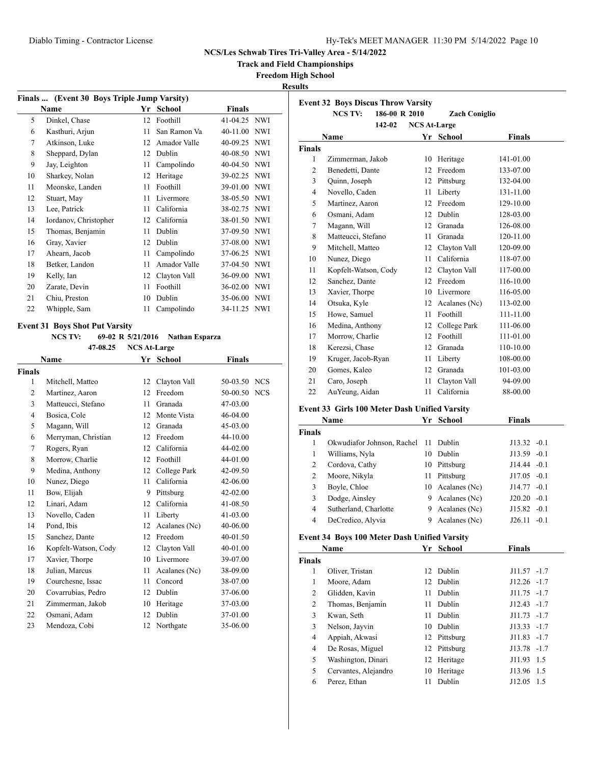NCS/Les Schwab Tires Tri-Valley Area - 5/14/2022

**Track and Field Championships**

**Freedom High School**

**Results**

### Finals ... (Event 30 Boys Triple Jump Varsity)

| | Name | Yr | School | Finals | |
|---|---|---|---|---|---|
| 5 | Dinkel, Chase | 12 | Foothill | 41-04.25 | NWI |
| 6 | Kasthuri, Arjun | 11 | San Ramon Va | 40-11.00 | NWI |
| 7 | Atkinson, Luke | 12 | Amador Valle | 40-09.25 | NWI |
| 8 | Sheppard, Dylan | 12 | Dublin | 40-08.50 | NWI |
| 9 | Jay, Leighton | 11 | Campolindo | 40-04.50 | NWI |
| 10 | Sharkey, Nolan | 12 | Heritage | 39-02.25 | NWI |
| 11 | Meonske, Landen | 11 | Foothill | 39-01.00 | NWI |
| 12 | Stuart, May | 11 | Livermore | 38-05.50 | NWI |
| 13 | Lee, Patrick | 11 | California | 38-02.75 | NWI |
| 14 | Iordanov, Christopher | 12 | California | 38-01.50 | NWI |
| 15 | Thomas, Benjamin | 11 | Dublin | 37-09.50 | NWI |
| 16 | Gray, Xavier | 12 | Dublin | 37-08.00 | NWI |
| 17 | Ahearn, Jacob | 11 | Campolindo | 37-06.25 | NWI |
| 18 | Betker, Landon | 11 | Amador Valle | 37-04.50 | NWI |
| 19 | Kelly, Ian | 12 | Clayton Vall | 36-09.00 | NWI |
| 20 | Zarate, Devin | 11 | Foothill | 36-02.00 | NWI |
| 21 | Chiu, Preston | 10 | Dublin | 35-06.00 | NWI |
| 22 | Whipple, Sam | 11 | Campolindo | 34-11.25 | NWI |

### Event 31 Boys Shot Put Varsity

NCS TV: 69-02 R 5/21/2016 Nathan Esparza

47-08.25 NCS At-Large

| | Name | Yr | School | Finals | |
|---|---|---|---|---|---|
| **Finals** | | | | | |
| 1 | Mitchell, Matteo | 12 | Clayton Vall | 50-03.50 | NCS |
| 2 | Martinez, Aaron | 12 | Freedom | 50-00.50 | NCS |
| 3 | Matteucci, Stefano | 11 | Granada | 47-03.00 | |
| 4 | Bosica, Cole | 12 | Monte Vista | 46-04.00 | |
| 5 | Magann, Will | 12 | Granada | 45-03.00 | |
| 6 | Merryman, Christian | 12 | Freedom | 44-10.00 | |
| 7 | Rogers, Ryan | 12 | California | 44-02.00 | |
| 8 | Morrow, Charlie | 12 | Foothill | 44-01.00 | |
| 9 | Medina, Anthony | 12 | College Park | 42-09.50 | |
| 10 | Nunez, Diego | 11 | California | 42-06.00 | |
| 11 | Bow, Elijah | 9 | Pittsburg | 42-02.00 | |
| 12 | Linari, Adam | 12 | California | 41-08.50 | |
| 13 | Novello, Caden | 11 | Liberty | 41-03.00 | |
| 14 | Pond, Ibis | 12 | Acalanes (Nc) | 40-06.00 | |
| 15 | Sanchez, Dante | 12 | Freedom | 40-01.50 | |
| 16 | Kopfelt-Watson, Cody | 12 | Clayton Vall | 40-01.00 | |
| 17 | Xavier, Thorpe | 10 | Livermore | 39-07.00 | |
| 18 | Julian, Marcus | 11 | Acalanes (Nc) | 38-09.00 | |
| 19 | Courchesne, Issac | 11 | Concord | 38-07.00 | |
| 20 | Covarrubias, Pedro | 12 | Dublin | 37-06.00 | |
| 21 | Zimmerman, Jakob | 10 | Heritage | 37-03.00 | |
| 22 | Osmani, Adam | 12 | Dublin | 37-01.00 | |
| 23 | Mendoza, Cobi | 12 | Northgate | 35-06.00 | |

### Event 32 Boys Discus Throw Varsity

NCS TV: 186-00 R 2010 Zach Coniglio

142-02 NCS At-Large

| | Name | Yr | School | Finals |
|---|---|---|---|---|
| **Finals** | | | | |
| 1 | Zimmerman, Jakob | 10 | Heritage | 141-01.00 |
| 2 | Benedetti, Dante | 12 | Freedom | 133-07.00 |
| 3 | Quinn, Joseph | 12 | Pittsburg | 132-04.00 |
| 4 | Novello, Caden | 11 | Liberty | 131-11.00 |
| 5 | Martinez, Aaron | 12 | Freedom | 129-10.00 |
| 6 | Osmani, Adam | 12 | Dublin | 128-03.00 |
| 7 | Magann, Will | 12 | Granada | 126-08.00 |
| 8 | Matteucci, Stefano | 11 | Granada | 120-11.00 |
| 9 | Mitchell, Matteo | 12 | Clayton Vall | 120-09.00 |
| 10 | Nunez, Diego | 11 | California | 118-07.00 |
| 11 | Kopfelt-Watson, Cody | 12 | Clayton Vall | 117-00.00 |
| 12 | Sanchez, Dante | 12 | Freedom | 116-10.00 |
| 13 | Xavier, Thorpe | 10 | Livermore | 116-05.00 |
| 14 | Otsuka, Kyle | 12 | Acalanes (Nc) | 113-02.00 |
| 15 | Howe, Samuel | 11 | Foothill | 111-11.00 |
| 16 | Medina, Anthony | 12 | College Park | 111-06.00 |
| 17 | Morrow, Charlie | 12 | Foothill | 111-01.00 |
| 18 | Kerezsi, Chase | 12 | Granada | 110-10.00 |
| 19 | Kruger, Jacob-Ryan | 11 | Liberty | 108-00.00 |
| 20 | Gomes, Kaleo | 12 | Granada | 101-03.00 |
| 21 | Caro, Joseph | 11 | Clayton Vall | 94-09.00 |
| 22 | AuYeung, Aidan | 11 | California | 88-00.00 |

### Event 33 Girls 100 Meter Dash Unified Varsity

| | Name | Yr | School | Finals | |
|---|---|---|---|---|---|
| **Finals** | | | | | |
| 1 | Okwudiafor Johnson, Rachel | 11 | Dublin | J13.32 | -0.1 |
| 1 | Williams, Nyla | 10 | Dublin | J13.59 | -0.1 |
| 2 | Cordova, Cathy | 10 | Pittsburg | J14.44 | -0.1 |
| 2 | Moore, Nikyla | 11 | Pittsburg | J17.05 | -0.1 |
| 3 | Boyle, Chloe | 10 | Acalanes (Nc) | J14.77 | -0.1 |
| 3 | Dodge, Ainsley | 9 | Acalanes (Nc) | J20.20 | -0.1 |
| 4 | Sutherland, Charlotte | 9 | Acalanes (Nc) | J15.82 | -0.1 |
| 4 | DeCredico, Alyvia | 9 | Acalanes (Nc) | J26.11 | -0.1 |

### Event 34 Boys 100 Meter Dash Unified Varsity

| | Name | Yr | School | Finals | |
|---|---|---|---|---|---|
| **Finals** | | | | | |
| 1 | Oliver, Tristan | 12 | Dublin | J11.57 | -1.7 |
| 1 | Moore, Adam | 12 | Dublin | J12.26 | -1.7 |
| 2 | Glidden, Kavin | 11 | Dublin | J11.75 | -1.7 |
| 2 | Thomas, Benjamin | 11 | Dublin | J12.43 | -1.7 |
| 3 | Kwan, Seth | 11 | Dublin | J11.73 | -1.7 |
| 3 | Nelson, Jayvin | 10 | Dublin | J13.33 | -1.7 |
| 4 | Appiah, Akwasi | 12 | Pittsburg | J11.83 | -1.7 |
| 4 | De Rosas, Miguel | 12 | Pittsburg | J13.78 | -1.7 |
| 5 | Washington, Dinari | 12 | Heritage | J11.93 | 1.5 |
| 5 | Cervantes, Alejandro | 10 | Heritage | J13.96 | 1.5 |
| 6 | Perez, Ethan | 11 | Dublin | J12.05 | 1.5 |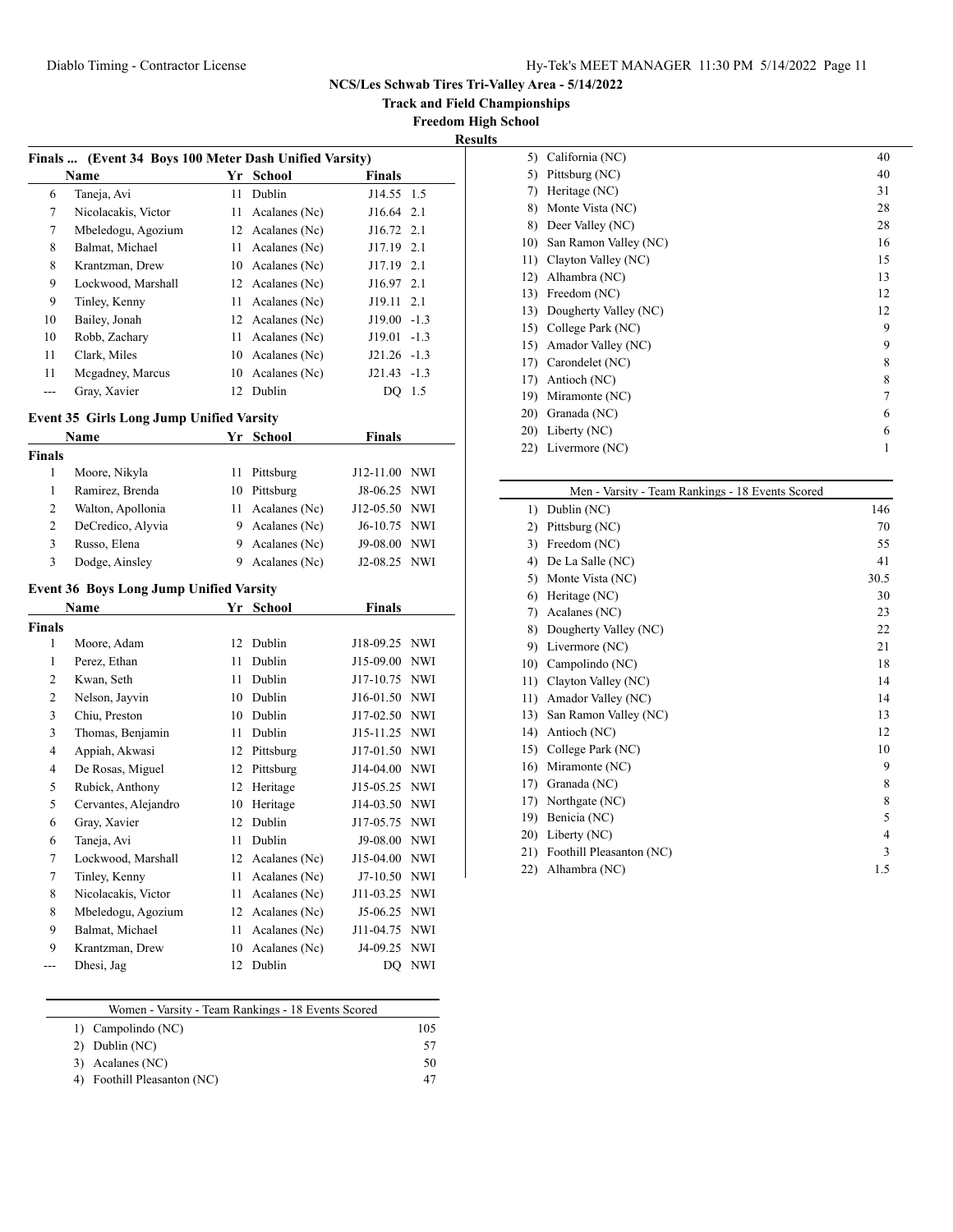# NCS/Les Schwab Tires Tri-Valley Area - 5/14/2022

## Track and Field Championships

## Freedom High School

## Results

### Finals ... (Event 34 Boys 100 Meter Dash Unified Varsity)

| | Name | Yr | School | Finals | |
|---|---|---|---|---|---|
| 6 | Taneja, Avi | 11 | Dublin | J14.55 | 1.5 |
| 7 | Nicolacakis, Victor | 11 | Acalanes (Nc) | J16.64 | 2.1 |
| 7 | Mbeledogu, Agozium | 12 | Acalanes (Nc) | J16.72 | 2.1 |
| 8 | Balmat, Michael | 11 | Acalanes (Nc) | J17.19 | 2.1 |
| 8 | Krantzman, Drew | 10 | Acalanes (Nc) | J17.19 | 2.1 |
| 9 | Lockwood, Marshall | 12 | Acalanes (Nc) | J16.97 | 2.1 |
| 9 | Tinley, Kenny | 11 | Acalanes (Nc) | J19.11 | 2.1 |
| 10 | Bailey, Jonah | 12 | Acalanes (Nc) | J19.00 | -1.3 |
| 10 | Robb, Zachary | 11 | Acalanes (Nc) | J19.01 | -1.3 |
| 11 | Clark, Miles | 10 | Acalanes (Nc) | J21.26 | -1.3 |
| 11 | Mcgadney, Marcus | 10 | Acalanes (Nc) | J21.43 | -1.3 |
| --- | Gray, Xavier | 12 | Dublin | DQ | 1.5 |

### Event 35 Girls Long Jump Unified Varsity

| | Name | Yr | School | Finals | |
|---|---|---|---|---|---|
| **Finals** | | | | | |
| 1 | Moore, Nikyla | 11 | Pittsburg | J12-11.00 | NWI |
| 1 | Ramirez, Brenda | 10 | Pittsburg | J8-06.25 | NWI |
| 2 | Walton, Apollonia | 11 | Acalanes (Nc) | J12-05.50 | NWI |
| 2 | DeCredico, Alyvia | 9 | Acalanes (Nc) | J6-10.75 | NWI |
| 3 | Russo, Elena | 9 | Acalanes (Nc) | J9-08.00 | NWI |
| 3 | Dodge, Ainsley | 9 | Acalanes (Nc) | J2-08.25 | NWI |

### Event 36 Boys Long Jump Unified Varsity

| | Name | Yr | School | Finals | |
|---|---|---|---|---|---|
| **Finals** | | | | | |
| 1 | Moore, Adam | 12 | Dublin | J18-09.25 | NWI |
| 1 | Perez, Ethan | 11 | Dublin | J15-09.00 | NWI |
| 2 | Kwan, Seth | 11 | Dublin | J17-10.75 | NWI |
| 2 | Nelson, Jayvin | 10 | Dublin | J16-01.50 | NWI |
| 3 | Chiu, Preston | 10 | Dublin | J17-02.50 | NWI |
| 3 | Thomas, Benjamin | 11 | Dublin | J15-11.25 | NWI |
| 4 | Appiah, Akwasi | 12 | Pittsburg | J17-01.50 | NWI |
| 4 | De Rosas, Miguel | 12 | Pittsburg | J14-04.00 | NWI |
| 5 | Rubick, Anthony | 12 | Heritage | J15-05.25 | NWI |
| 5 | Cervantes, Alejandro | 10 | Heritage | J14-03.50 | NWI |
| 6 | Gray, Xavier | 12 | Dublin | J17-05.75 | NWI |
| 6 | Taneja, Avi | 11 | Dublin | J9-08.00 | NWI |
| 7 | Lockwood, Marshall | 12 | Acalanes (Nc) | J15-04.00 | NWI |
| 7 | Tinley, Kenny | 11 | Acalanes (Nc) | J7-10.50 | NWI |
| 8 | Nicolacakis, Victor | 11 | Acalanes (Nc) | J11-03.25 | NWI |
| 8 | Mbeledogu, Agozium | 12 | Acalanes (Nc) | J5-06.25 | NWI |
| 9 | Balmat, Michael | 11 | Acalanes (Nc) | J11-04.75 | NWI |
| 9 | Krantzman, Drew | 10 | Acalanes (Nc) | J4-09.25 | NWI |
| --- | Dhesi, Jag | 12 | Dublin | DQ | NWI |

### Women - Varsity - Team Rankings - 18 Events Scored

| | | |
|---|---|---|
| 1) | Campolindo (NC) | 105 |
| 2) | Dublin (NC) | 57 |
| 3) | Acalanes (NC) | 50 |
| 4) | Foothill Pleasanton (NC) | 47 |
| 5) | California (NC) | 40 |
| 5) | Pittsburg (NC) | 40 |
| 7) | Heritage (NC) | 31 |
| 8) | Monte Vista (NC) | 28 |
| 8) | Deer Valley (NC) | 28 |
| 10) | San Ramon Valley (NC) | 16 |
| 11) | Clayton Valley (NC) | 15 |
| 12) | Alhambra (NC) | 13 |
| 13) | Freedom (NC) | 12 |
| 13) | Dougherty Valley (NC) | 12 |
| 15) | College Park (NC) | 9 |
| 15) | Amador Valley (NC) | 9 |
| 17) | Carondelet (NC) | 8 |
| 17) | Antioch (NC) | 8 |
| 19) | Miramonte (NC) | 7 |
| 20) | Granada (NC) | 6 |
| 20) | Liberty (NC) | 6 |
| 22) | Livermore (NC) | 1 |

### Men - Varsity - Team Rankings - 18 Events Scored

| | | |
|---|---|---|
| 1) | Dublin (NC) | 146 |
| 2) | Pittsburg (NC) | 70 |
| 3) | Freedom (NC) | 55 |
| 4) | De La Salle (NC) | 41 |
| 5) | Monte Vista (NC) | 30.5 |
| 6) | Heritage (NC) | 30 |
| 7) | Acalanes (NC) | 23 |
| 8) | Dougherty Valley (NC) | 22 |
| 9) | Livermore (NC) | 21 |
| 10) | Campolindo (NC) | 18 |
| 11) | Clayton Valley (NC) | 14 |
| 11) | Amador Valley (NC) | 14 |
| 13) | San Ramon Valley (NC) | 13 |
| 14) | Antioch (NC) | 12 |
| 15) | College Park (NC) | 10 |
| 16) | Miramonte (NC) | 9 |
| 17) | Granada (NC) | 8 |
| 17) | Northgate (NC) | 8 |
| 19) | Benicia (NC) | 5 |
| 20) | Liberty (NC) | 4 |
| 21) | Foothill Pleasanton (NC) | 3 |
| 22) | Alhambra (NC) | 1.5 |